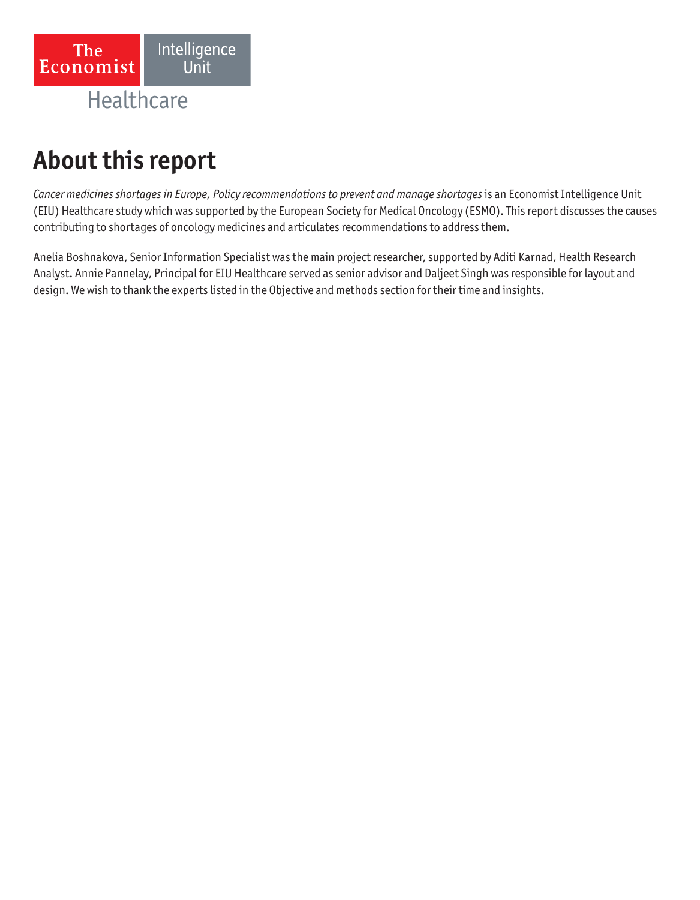The Economist Intelligence Unit

Healthcare

# About this report

*Cancer medicines shortages in Europe, Policy recommendations to prevent and manage shortages* is an Economist Intelligence Unit (EIU) Healthcare study which was supported by the European Society for Medical Oncology (ESMO). This report discusses the causes contributing to shortages of oncology medicines and articulates recommendations to address them.

Anelia Boshnakova, Senior Information Specialist was the main project researcher, supported by Aditi Karnad, Health Research Analyst. Annie Pannelay, Principal for EIU Healthcare served as senior advisor and Daljeet Singh was responsible for layout and design. We wish to thank the experts listed in the Objective and methods section for their time and insights.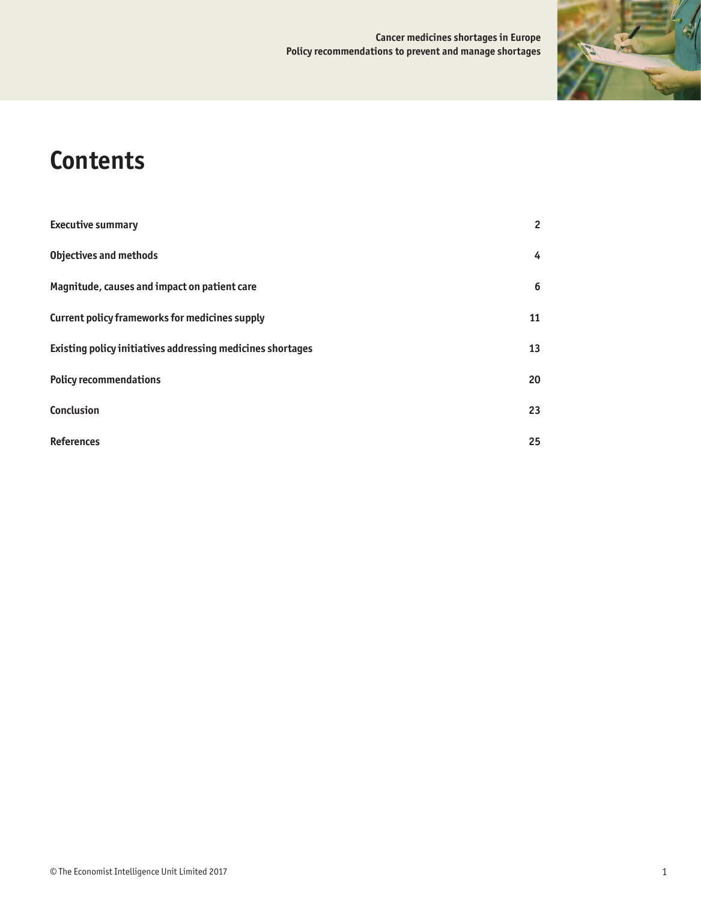# Contents

| | |
|---|---|
| **Executive summary** | **2** |
| **Objectives and methods** | **4** |
| **Magnitude, causes and impact on patient care** | **6** |
| **Current policy frameworks for medicines supply** | **11** |
| **Existing policy initiatives addressing medicines shortages** | **13** |
| **Policy recommendations** | **20** |
| **Conclusion** | **23** |
| **References** | **25** |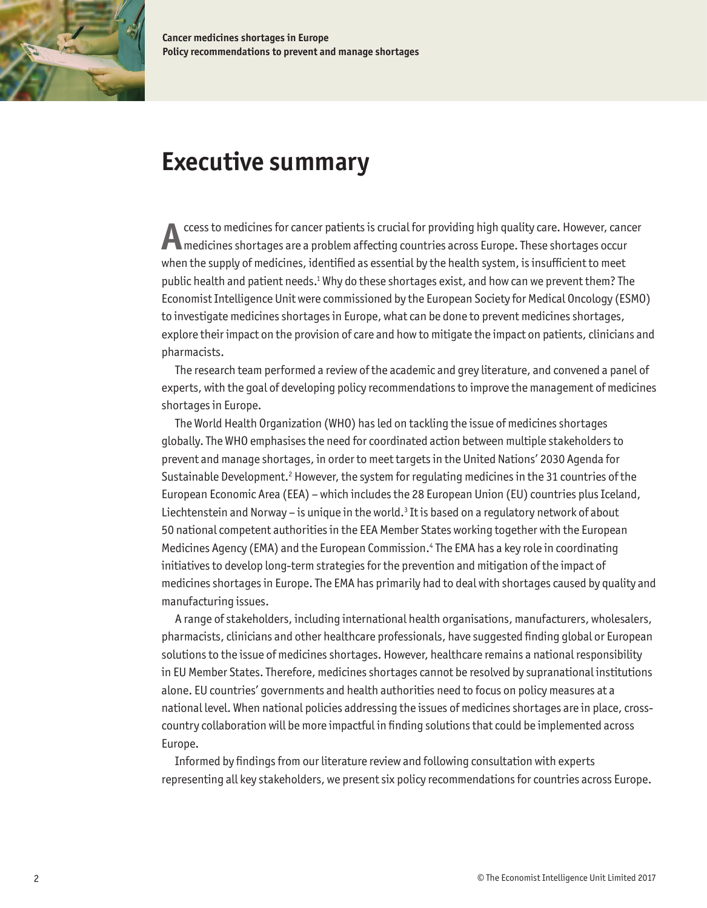# Executive summary

Access to medicines for cancer patients is crucial for providing high quality care. However, cancer medicines shortages are a problem affecting countries across Europe. These shortages occur when the supply of medicines, identified as essential by the health system, is insufficient to meet public health and patient needs.[1] Why do these shortages exist, and how can we prevent them? The Economist Intelligence Unit were commissioned by the European Society for Medical Oncology (ESMO) to investigate medicines shortages in Europe, what can be done to prevent medicines shortages, explore their impact on the provision of care and how to mitigate the impact on patients, clinicians and pharmacists.

The research team performed a review of the academic and grey literature, and convened a panel of experts, with the goal of developing policy recommendations to improve the management of medicines shortages in Europe.

The World Health Organization (WHO) has led on tackling the issue of medicines shortages globally. The WHO emphasises the need for coordinated action between multiple stakeholders to prevent and manage shortages, in order to meet targets in the United Nations' 2030 Agenda for Sustainable Development.[2] However, the system for regulating medicines in the 31 countries of the European Economic Area (EEA) – which includes the 28 European Union (EU) countries plus Iceland, Liechtenstein and Norway – is unique in the world.[3] It is based on a regulatory network of about 50 national competent authorities in the EEA Member States working together with the European Medicines Agency (EMA) and the European Commission.[4] The EMA has a key role in coordinating initiatives to develop long-term strategies for the prevention and mitigation of the impact of medicines shortages in Europe. The EMA has primarily had to deal with shortages caused by quality and manufacturing issues.

A range of stakeholders, including international health organisations, manufacturers, wholesalers, pharmacists, clinicians and other healthcare professionals, have suggested finding global or European solutions to the issue of medicines shortages. However, healthcare remains a national responsibility in EU Member States. Therefore, medicines shortages cannot be resolved by supranational institutions alone. EU countries' governments and health authorities need to focus on policy measures at a national level. When national policies addressing the issues of medicines shortages are in place, cross-country collaboration will be more impactful in finding solutions that could be implemented across Europe.

Informed by findings from our literature review and following consultation with experts representing all key stakeholders, we present six policy recommendations for countries across Europe.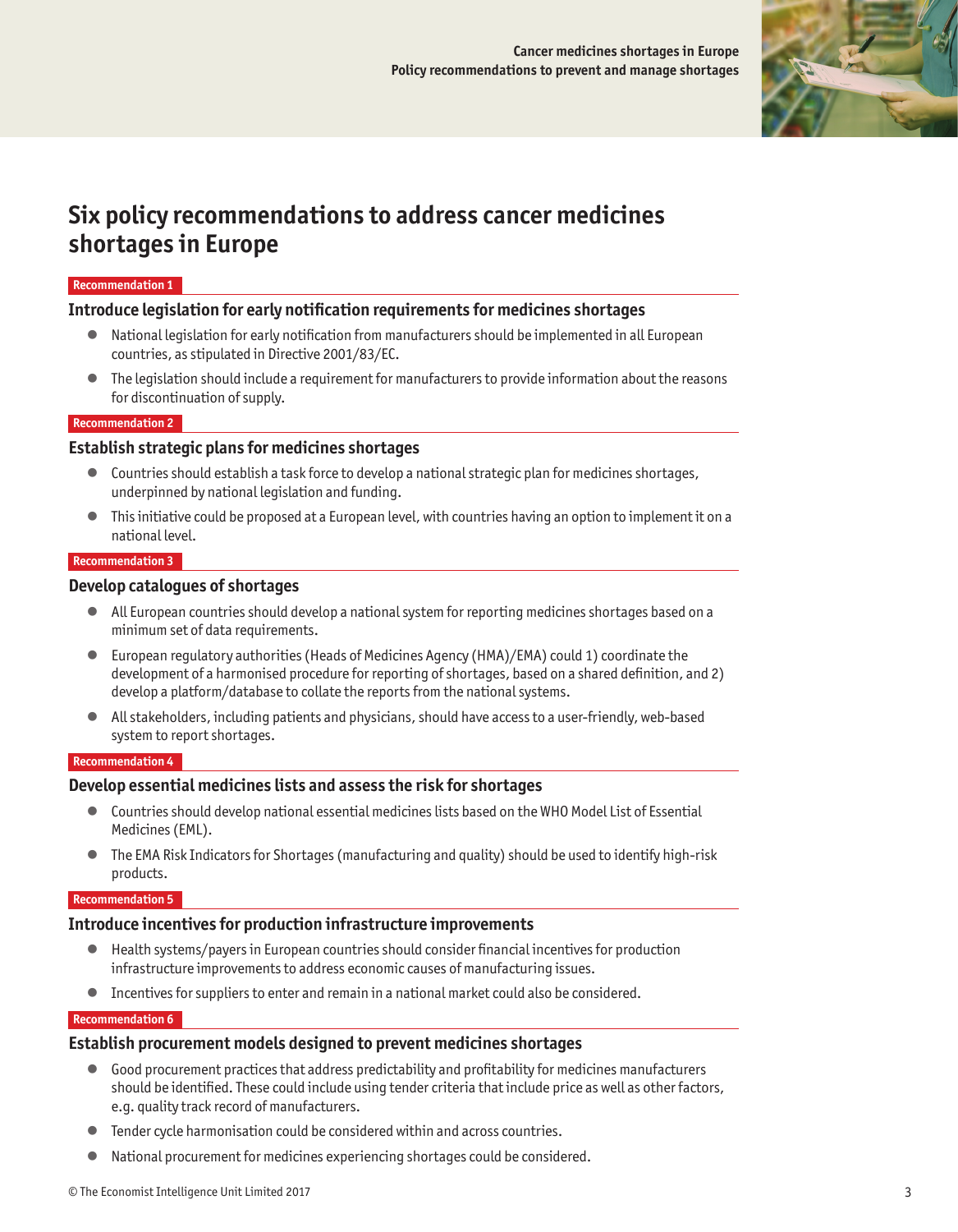# Six policy recommendations to address cancer medicines shortages in Europe

**Recommendation 1**

### Introduce legislation for early notification requirements for medicines shortages

- National legislation for early notification from manufacturers should be implemented in all European countries, as stipulated in Directive 2001/83/EC.
- The legislation should include a requirement for manufacturers to provide information about the reasons for discontinuation of supply.

**Recommendation 2**

### Establish strategic plans for medicines shortages

- Countries should establish a task force to develop a national strategic plan for medicines shortages, underpinned by national legislation and funding.
- This initiative could be proposed at a European level, with countries having an option to implement it on a national level.

**Recommendation 3**

### Develop catalogues of shortages

- All European countries should develop a national system for reporting medicines shortages based on a minimum set of data requirements.
- European regulatory authorities (Heads of Medicines Agency (HMA)/EMA) could 1) coordinate the development of a harmonised procedure for reporting of shortages, based on a shared definition, and 2) develop a platform/database to collate the reports from the national systems.
- All stakeholders, including patients and physicians, should have access to a user-friendly, web-based system to report shortages.

**Recommendation 4**

### Develop essential medicines lists and assess the risk for shortages

- Countries should develop national essential medicines lists based on the WHO Model List of Essential Medicines (EML).
- The EMA Risk Indicators for Shortages (manufacturing and quality) should be used to identify high-risk products.

**Recommendation 5**

### Introduce incentives for production infrastructure improvements

- Health systems/payers in European countries should consider financial incentives for production infrastructure improvements to address economic causes of manufacturing issues.
- Incentives for suppliers to enter and remain in a national market could also be considered.

**Recommendation 6**

### Establish procurement models designed to prevent medicines shortages

- Good procurement practices that address predictability and profitability for medicines manufacturers should be identified. These could include using tender criteria that include price as well as other factors, e.g. quality track record of manufacturers.
- Tender cycle harmonisation could be considered within and across countries.
- National procurement for medicines experiencing shortages could be considered.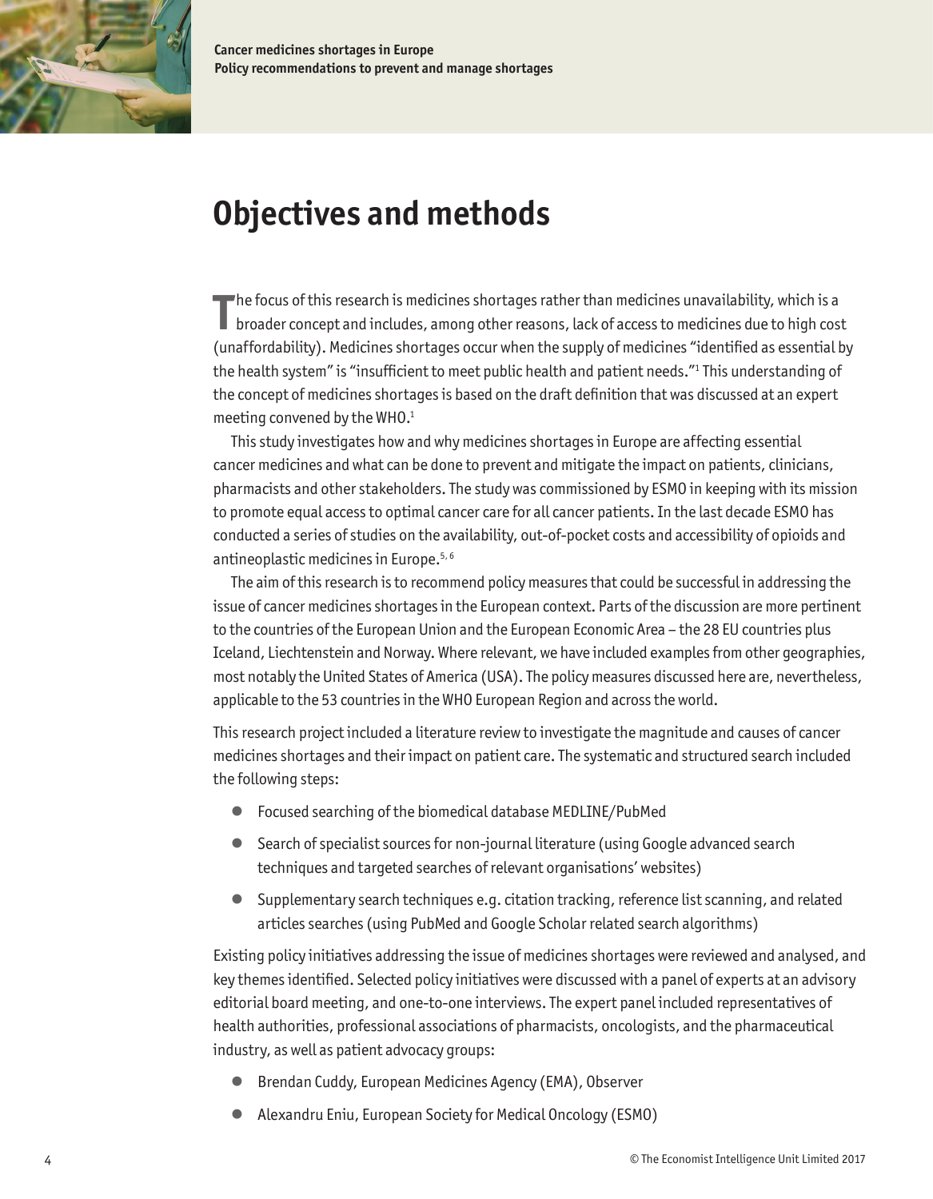# Objectives and methods

The focus of this research is medicines shortages rather than medicines unavailability, which is a broader concept and includes, among other reasons, lack of access to medicines due to high cost (unaffordability). Medicines shortages occur when the supply of medicines "identified as essential by the health system" is "insufficient to meet public health and patient needs."[1] This understanding of the concept of medicines shortages is based on the draft definition that was discussed at an expert meeting convened by the WHO.[1]

This study investigates how and why medicines shortages in Europe are affecting essential cancer medicines and what can be done to prevent and mitigate the impact on patients, clinicians, pharmacists and other stakeholders. The study was commissioned by ESMO in keeping with its mission to promote equal access to optimal cancer care for all cancer patients. In the last decade ESMO has conducted a series of studies on the availability, out-of-pocket costs and accessibility of opioids and antineoplastic medicines in Europe.[5, 6]

The aim of this research is to recommend policy measures that could be successful in addressing the issue of cancer medicines shortages in the European context. Parts of the discussion are more pertinent to the countries of the European Union and the European Economic Area – the 28 EU countries plus Iceland, Liechtenstein and Norway. Where relevant, we have included examples from other geographies, most notably the United States of America (USA). The policy measures discussed here are, nevertheless, applicable to the 53 countries in the WHO European Region and across the world.

This research project included a literature review to investigate the magnitude and causes of cancer medicines shortages and their impact on patient care. The systematic and structured search included the following steps:

- Focused searching of the biomedical database MEDLINE/PubMed
- Search of specialist sources for non-journal literature (using Google advanced search techniques and targeted searches of relevant organisations' websites)
- Supplementary search techniques e.g. citation tracking, reference list scanning, and related articles searches (using PubMed and Google Scholar related search algorithms)

Existing policy initiatives addressing the issue of medicines shortages were reviewed and analysed, and key themes identified. Selected policy initiatives were discussed with a panel of experts at an advisory editorial board meeting, and one-to-one interviews. The expert panel included representatives of health authorities, professional associations of pharmacists, oncologists, and the pharmaceutical industry, as well as patient advocacy groups:

- Brendan Cuddy, European Medicines Agency (EMA), Observer
- Alexandru Eniu, European Society for Medical Oncology (ESMO)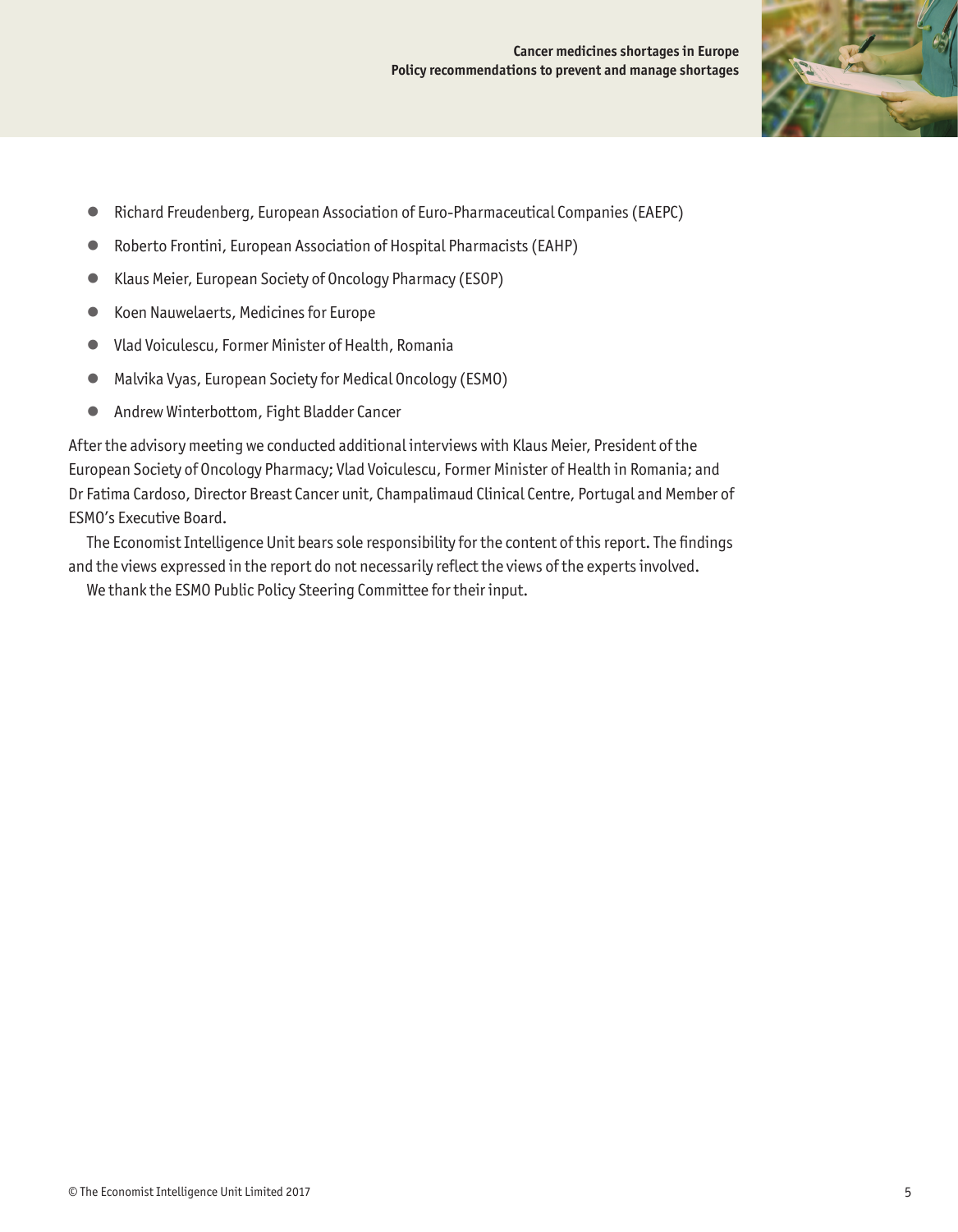- Richard Freudenberg, European Association of Euro-Pharmaceutical Companies (EAEPC)
- Roberto Frontini, European Association of Hospital Pharmacists (EAHP)
- Klaus Meier, European Society of Oncology Pharmacy (ESOP)
- Koen Nauwelaerts, Medicines for Europe
- Vlad Voiculescu, Former Minister of Health, Romania
- Malvika Vyas, European Society for Medical Oncology (ESMO)
- Andrew Winterbottom, Fight Bladder Cancer

After the advisory meeting we conducted additional interviews with Klaus Meier, President of the European Society of Oncology Pharmacy; Vlad Voiculescu, Former Minister of Health in Romania; and Dr Fatima Cardoso, Director Breast Cancer unit, Champalimaud Clinical Centre, Portugal and Member of ESMO's Executive Board.

The Economist Intelligence Unit bears sole responsibility for the content of this report. The findings and the views expressed in the report do not necessarily reflect the views of the experts involved.

We thank the ESMO Public Policy Steering Committee for their input.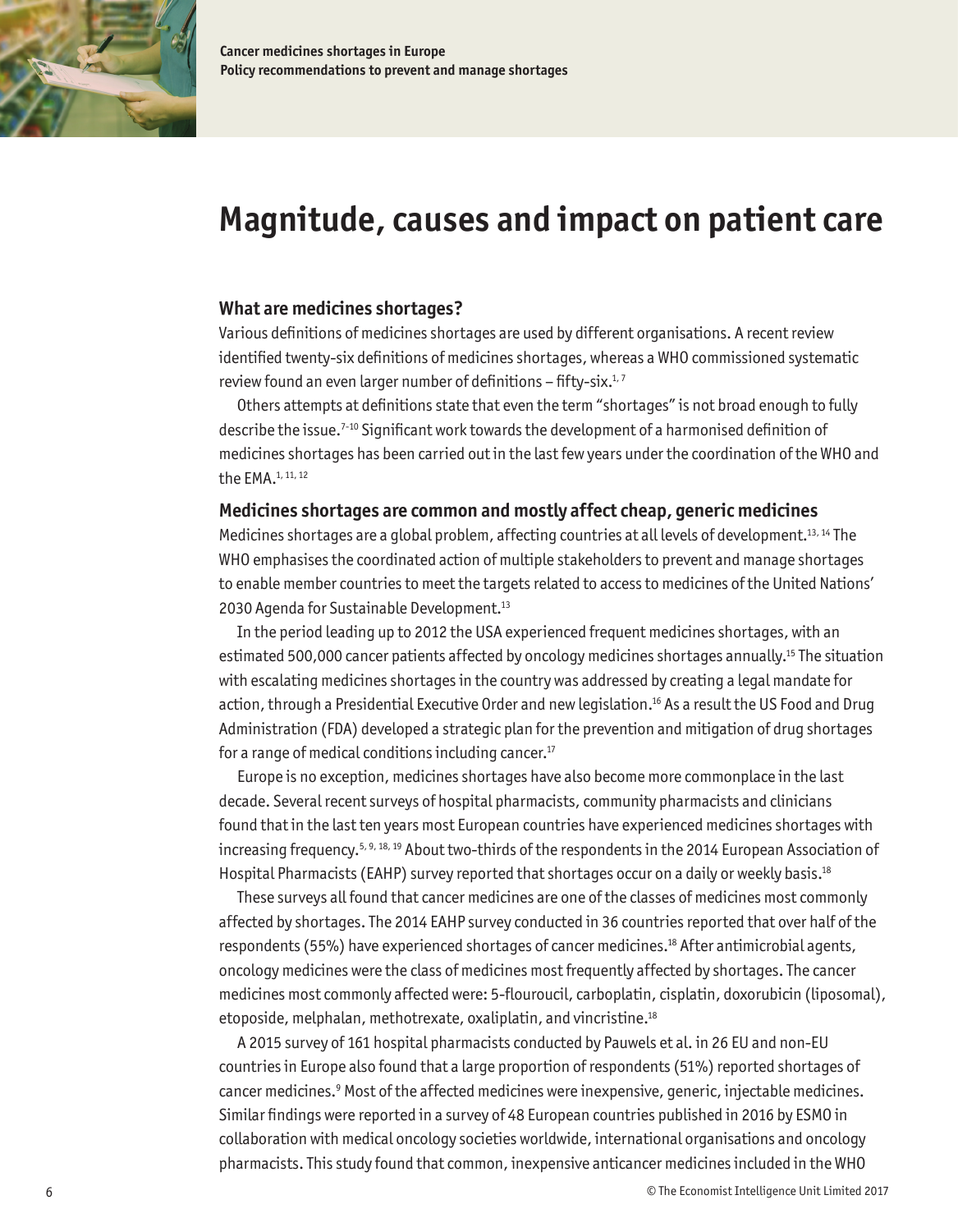# Magnitude, causes and impact on patient care

## What are medicines shortages?

Various definitions of medicines shortages are used by different organisations. A recent review identified twenty-six definitions of medicines shortages, whereas a WHO commissioned systematic review found an even larger number of definitions – fifty-six.[1, 7]

Others attempts at definitions state that even the term "shortages" is not broad enough to fully describe the issue.[7-10] Significant work towards the development of a harmonised definition of medicines shortages has been carried out in the last few years under the coordination of the WHO and the EMA.[1, 11, 12]

## Medicines shortages are common and mostly affect cheap, generic medicines

Medicines shortages are a global problem, affecting countries at all levels of development.[13, 14] The WHO emphasises the coordinated action of multiple stakeholders to prevent and manage shortages to enable member countries to meet the targets related to access to medicines of the United Nations' 2030 Agenda for Sustainable Development.[13]

In the period leading up to 2012 the USA experienced frequent medicines shortages, with an estimated 500,000 cancer patients affected by oncology medicines shortages annually.[15] The situation with escalating medicines shortages in the country was addressed by creating a legal mandate for action, through a Presidential Executive Order and new legislation.[16] As a result the US Food and Drug Administration (FDA) developed a strategic plan for the prevention and mitigation of drug shortages for a range of medical conditions including cancer.[17]

Europe is no exception, medicines shortages have also become more commonplace in the last decade. Several recent surveys of hospital pharmacists, community pharmacists and clinicians found that in the last ten years most European countries have experienced medicines shortages with increasing frequency.[5, 9, 18, 19] About two-thirds of the respondents in the 2014 European Association of Hospital Pharmacists (EAHP) survey reported that shortages occur on a daily or weekly basis.[18]

These surveys all found that cancer medicines are one of the classes of medicines most commonly affected by shortages. The 2014 EAHP survey conducted in 36 countries reported that over half of the respondents (55%) have experienced shortages of cancer medicines.[18] After antimicrobial agents, oncology medicines were the class of medicines most frequently affected by shortages. The cancer medicines most commonly affected were: 5-flouroucil, carboplatin, cisplatin, doxorubicin (liposomal), etoposide, melphalan, methotrexate, oxaliplatin, and vincristine.[18]

A 2015 survey of 161 hospital pharmacists conducted by Pauwels et al. in 26 EU and non-EU countries in Europe also found that a large proportion of respondents (51%) reported shortages of cancer medicines.[9] Most of the affected medicines were inexpensive, generic, injectable medicines. Similar findings were reported in a survey of 48 European countries published in 2016 by ESMO in collaboration with medical oncology societies worldwide, international organisations and oncology pharmacists. This study found that common, inexpensive anticancer medicines included in the WHO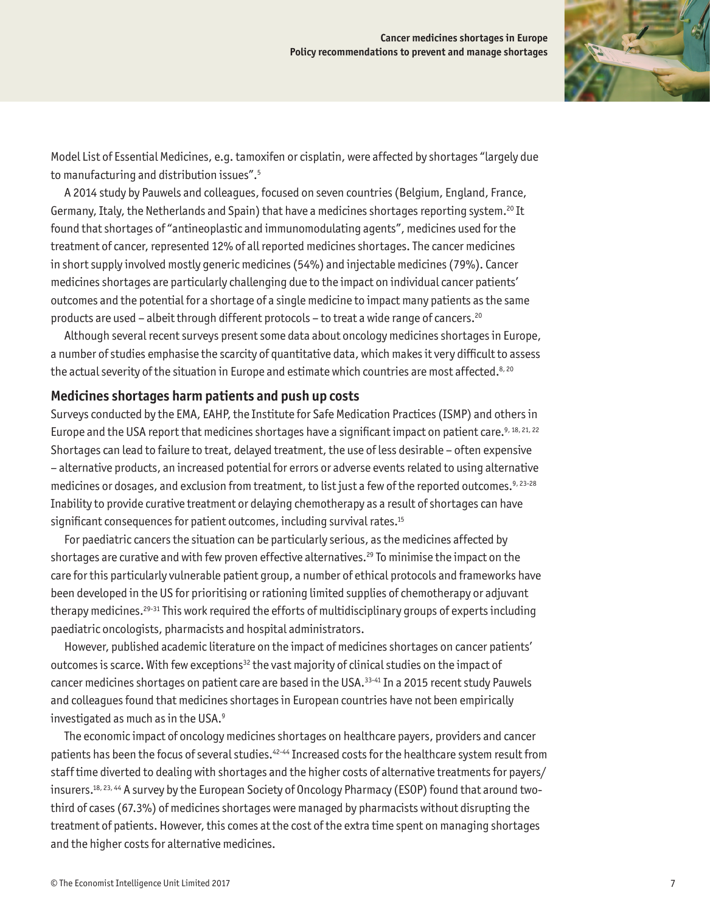Model List of Essential Medicines, e.g. tamoxifen or cisplatin, were affected by shortages "largely due to manufacturing and distribution issues".[5]

A 2014 study by Pauwels and colleagues, focused on seven countries (Belgium, England, France, Germany, Italy, the Netherlands and Spain) that have a medicines shortages reporting system.[20] It found that shortages of "antineoplastic and immunomodulating agents", medicines used for the treatment of cancer, represented 12% of all reported medicines shortages. The cancer medicines in short supply involved mostly generic medicines (54%) and injectable medicines (79%). Cancer medicines shortages are particularly challenging due to the impact on individual cancer patients' outcomes and the potential for a shortage of a single medicine to impact many patients as the same products are used – albeit through different protocols – to treat a wide range of cancers.[20]

Although several recent surveys present some data about oncology medicines shortages in Europe, a number of studies emphasise the scarcity of quantitative data, which makes it very difficult to assess the actual severity of the situation in Europe and estimate which countries are most affected.[8, 20]

## Medicines shortages harm patients and push up costs

Surveys conducted by the EMA, EAHP, the Institute for Safe Medication Practices (ISMP) and others in Europe and the USA report that medicines shortages have a significant impact on patient care.[9, 18, 21, 22] Shortages can lead to failure to treat, delayed treatment, the use of less desirable – often expensive – alternative products, an increased potential for errors or adverse events related to using alternative medicines or dosages, and exclusion from treatment, to list just a few of the reported outcomes.[9, 23-28] Inability to provide curative treatment or delaying chemotherapy as a result of shortages can have significant consequences for patient outcomes, including survival rates.[15]

For paediatric cancers the situation can be particularly serious, as the medicines affected by shortages are curative and with few proven effective alternatives.[29] To minimise the impact on the care for this particularly vulnerable patient group, a number of ethical protocols and frameworks have been developed in the US for prioritising or rationing limited supplies of chemotherapy or adjuvant therapy medicines.[29-31] This work required the efforts of multidisciplinary groups of experts including paediatric oncologists, pharmacists and hospital administrators.

However, published academic literature on the impact of medicines shortages on cancer patients' outcomes is scarce. With few exceptions[32] the vast majority of clinical studies on the impact of cancer medicines shortages on patient care are based in the USA.[33-41] In a 2015 recent study Pauwels and colleagues found that medicines shortages in European countries have not been empirically investigated as much as in the USA.[9]

The economic impact of oncology medicines shortages on healthcare payers, providers and cancer patients has been the focus of several studies.[42-44] Increased costs for the healthcare system result from staff time diverted to dealing with shortages and the higher costs of alternative treatments for payers/insurers.[18, 23, 44] A survey by the European Society of Oncology Pharmacy (ESOP) found that around two-third of cases (67.3%) of medicines shortages were managed by pharmacists without disrupting the treatment of patients. However, this comes at the cost of the extra time spent on managing shortages and the higher costs for alternative medicines.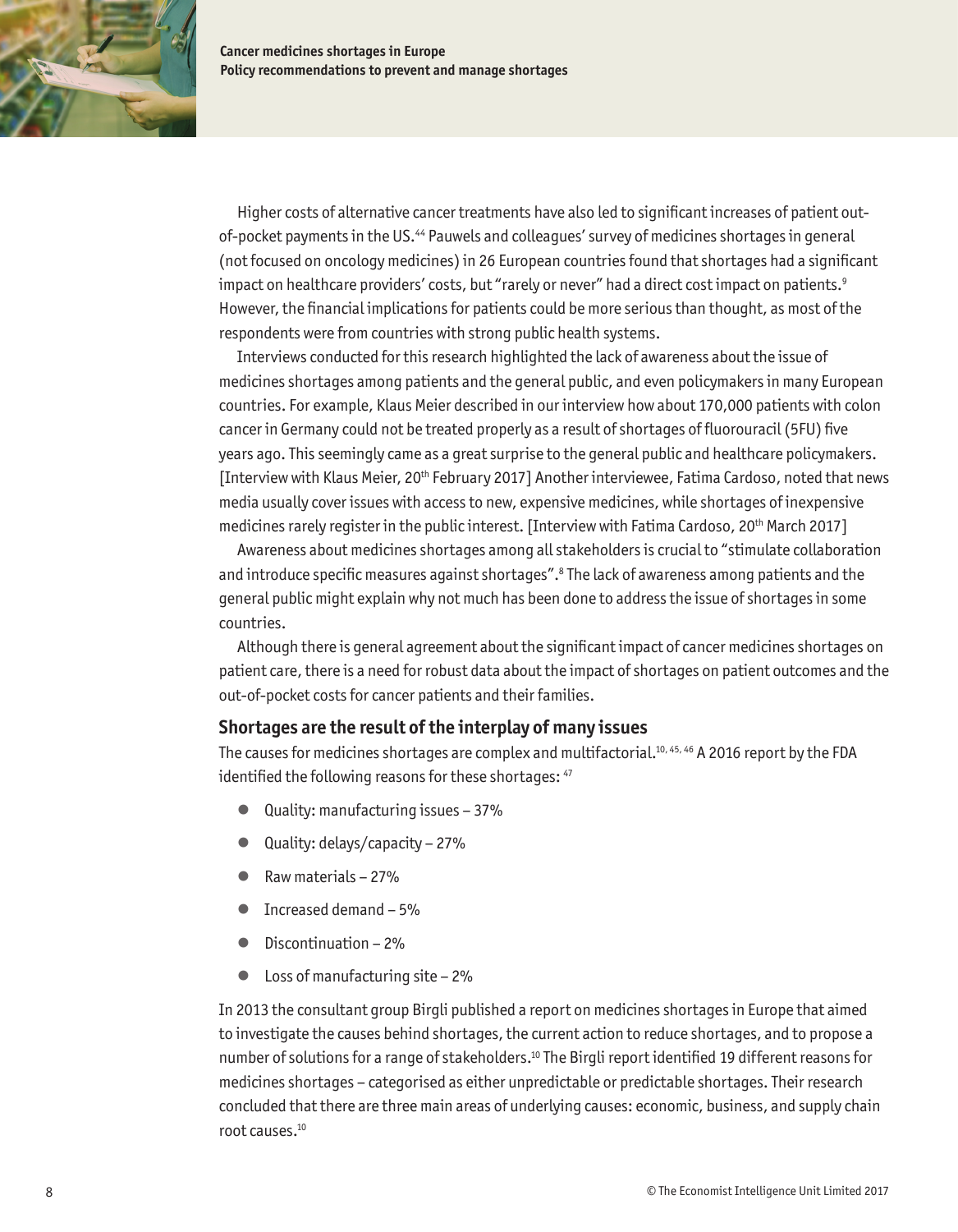Higher costs of alternative cancer treatments have also led to significant increases of patient out-of-pocket payments in the US.[44] Pauwels and colleagues' survey of medicines shortages in general (not focused on oncology medicines) in 26 European countries found that shortages had a significant impact on healthcare providers' costs, but "rarely or never" had a direct cost impact on patients.[9] However, the financial implications for patients could be more serious than thought, as most of the respondents were from countries with strong public health systems.

Interviews conducted for this research highlighted the lack of awareness about the issue of medicines shortages among patients and the general public, and even policymakers in many European countries. For example, Klaus Meier described in our interview how about 170,000 patients with colon cancer in Germany could not be treated properly as a result of shortages of fluorouracil (5FU) five years ago. This seemingly came as a great surprise to the general public and healthcare policymakers. [Interview with Klaus Meier, 20th February 2017] Another interviewee, Fatima Cardoso, noted that news media usually cover issues with access to new, expensive medicines, while shortages of inexpensive medicines rarely register in the public interest. [Interview with Fatima Cardoso, 20th March 2017]

Awareness about medicines shortages among all stakeholders is crucial to "stimulate collaboration and introduce specific measures against shortages".[8] The lack of awareness among patients and the general public might explain why not much has been done to address the issue of shortages in some countries.

Although there is general agreement about the significant impact of cancer medicines shortages on patient care, there is a need for robust data about the impact of shortages on patient outcomes and the out-of-pocket costs for cancer patients and their families.

## Shortages are the result of the interplay of many issues

The causes for medicines shortages are complex and multifactorial.[10, 45, 46] A 2016 report by the FDA identified the following reasons for these shortages: [47]

- Quality: manufacturing issues – 37%
- Quality: delays/capacity – 27%
- Raw materials – 27%
- Increased demand – 5%
- Discontinuation – 2%
- Loss of manufacturing site – 2%

In 2013 the consultant group Birgli published a report on medicines shortages in Europe that aimed to investigate the causes behind shortages, the current action to reduce shortages, and to propose a number of solutions for a range of stakeholders.[10] The Birgli report identified 19 different reasons for medicines shortages – categorised as either unpredictable or predictable shortages. Their research concluded that there are three main areas of underlying causes: economic, business, and supply chain root causes.[10]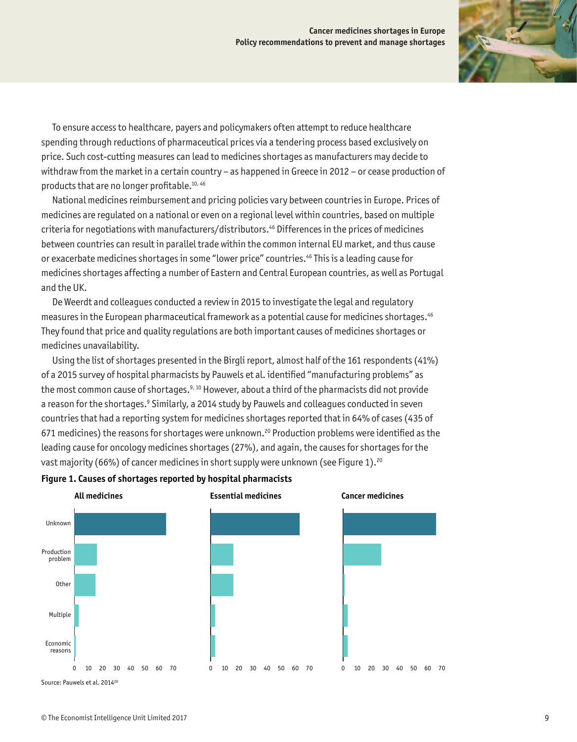To ensure access to healthcare, payers and policymakers often attempt to reduce healthcare spending through reductions of pharmaceutical prices via a tendering process based exclusively on price. Such cost-cutting measures can lead to medicines shortages as manufacturers may decide to withdraw from the market in a certain country – as happened in Greece in 2012 – or cease production of products that are no longer profitable.[10, 46]

National medicines reimbursement and pricing policies vary between countries in Europe. Prices of medicines are regulated on a national or even on a regional level within countries, based on multiple criteria for negotiations with manufacturers/distributors.[46] Differences in the prices of medicines between countries can result in parallel trade within the common internal EU market, and thus cause or exacerbate medicines shortages in some "lower price" countries.[46] This is a leading cause for medicines shortages affecting a number of Eastern and Central European countries, as well as Portugal and the UK.

De Weerdt and colleagues conducted a review in 2015 to investigate the legal and regulatory measures in the European pharmaceutical framework as a potential cause for medicines shortages.[46] They found that price and quality regulations are both important causes of medicines shortages or medicines unavailability.

Using the list of shortages presented in the Birgli report, almost half of the 161 respondents (41%) of a 2015 survey of hospital pharmacists by Pauwels et al. identified "manufacturing problems" as the most common cause of shortages.[9, 10] However, about a third of the pharmacists did not provide a reason for the shortages.[9] Similarly, a 2014 study by Pauwels and colleagues conducted in seven countries that had a reporting system for medicines shortages reported that in 64% of cases (435 of 671 medicines) the reasons for shortages were unknown.[20] Production problems were identified as the leading cause for oncology medicines shortages (27%), and again, the causes for shortages for the vast majority (66%) of cancer medicines in short supply were unknown (see Figure 1).[20]

**Figure 1. Causes of shortages reported by hospital pharmacists**

Panels: All medicines | Essential medicines | Cancer medicines

Categories: Unknown, Production problem, Other, Multiple, Economic reasons

Axis: 0, 10, 20, 30, 40, 50, 60, 70

Source: Pauwels et al. 2014[20]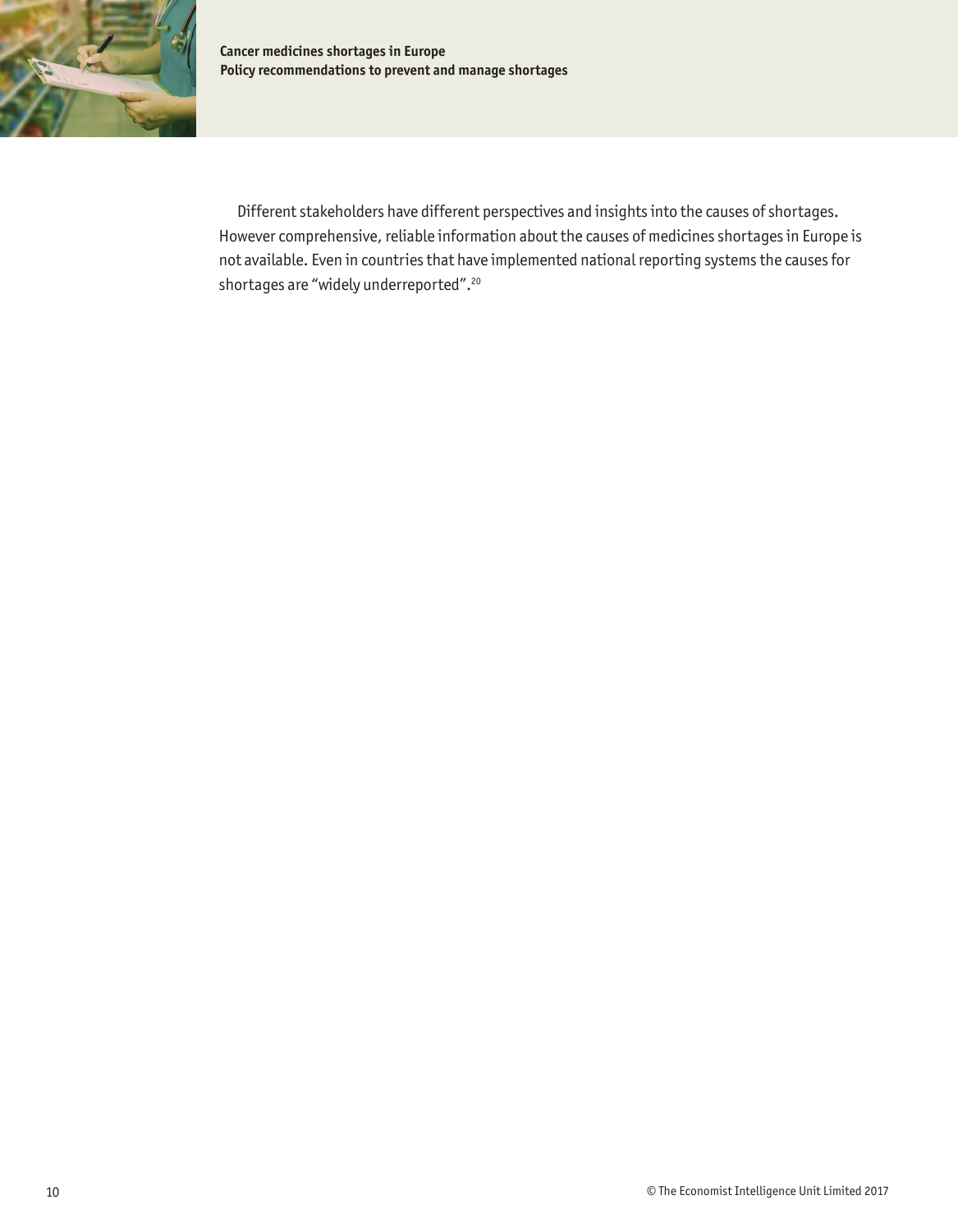Different stakeholders have different perspectives and insights into the causes of shortages. However comprehensive, reliable information about the causes of medicines shortages in Europe is not available. Even in countries that have implemented national reporting systems the causes for shortages are "widely underreported".[20]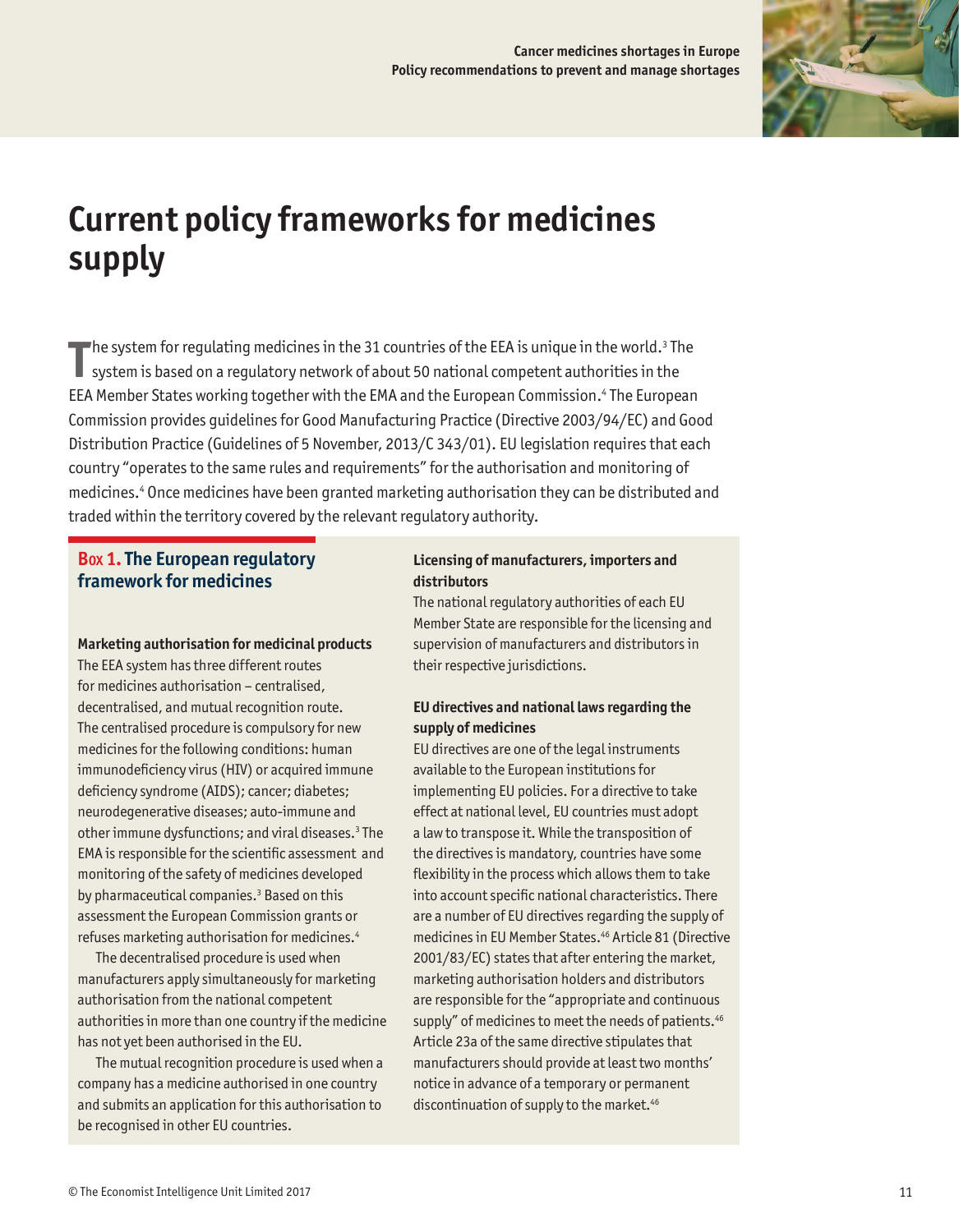# Current policy frameworks for medicines supply

The system for regulating medicines in the 31 countries of the EEA is unique in the world.[3] The system is based on a regulatory network of about 50 national competent authorities in the EEA Member States working together with the EMA and the European Commission.[4] The European Commission provides guidelines for Good Manufacturing Practice (Directive 2003/94/EC) and Good Distribution Practice (Guidelines of 5 November, 2013/C 343/01). EU legislation requires that each country "operates to the same rules and requirements" for the authorisation and monitoring of medicines.[4] Once medicines have been granted marketing authorisation they can be distributed and traded within the territory covered by the relevant regulatory authority.

## Box 1. The European regulatory framework for medicines

**Marketing authorisation for medicinal products**

The EEA system has three different routes for medicines authorisation – centralised, decentralised, and mutual recognition route. The centralised procedure is compulsory for new medicines for the following conditions: human immunodeficiency virus (HIV) or acquired immune deficiency syndrome (AIDS); cancer; diabetes; neurodegenerative diseases; auto-immune and other immune dysfunctions; and viral diseases.[3] The EMA is responsible for the scientific assessment and monitoring of the safety of medicines developed by pharmaceutical companies.[3] Based on this assessment the European Commission grants or refuses marketing authorisation for medicines.[4]

The decentralised procedure is used when manufacturers apply simultaneously for marketing authorisation from the national competent authorities in more than one country if the medicine has not yet been authorised in the EU.

The mutual recognition procedure is used when a company has a medicine authorised in one country and submits an application for this authorisation to be recognised in other EU countries.

**Licensing of manufacturers, importers and distributors**

The national regulatory authorities of each EU Member State are responsible for the licensing and supervision of manufacturers and distributors in their respective jurisdictions.

**EU directives and national laws regarding the supply of medicines**

EU directives are one of the legal instruments available to the European institutions for implementing EU policies. For a directive to take effect at national level, EU countries must adopt a law to transpose it. While the transposition of the directives is mandatory, countries have some flexibility in the process which allows them to take into account specific national characteristics. There are a number of EU directives regarding the supply of medicines in EU Member States.[46] Article 81 (Directive 2001/83/EC) states that after entering the market, marketing authorisation holders and distributors are responsible for the "appropriate and continuous supply" of medicines to meet the needs of patients.[46] Article 23a of the same directive stipulates that manufacturers should provide at least two months' notice in advance of a temporary or permanent discontinuation of supply to the market.[46]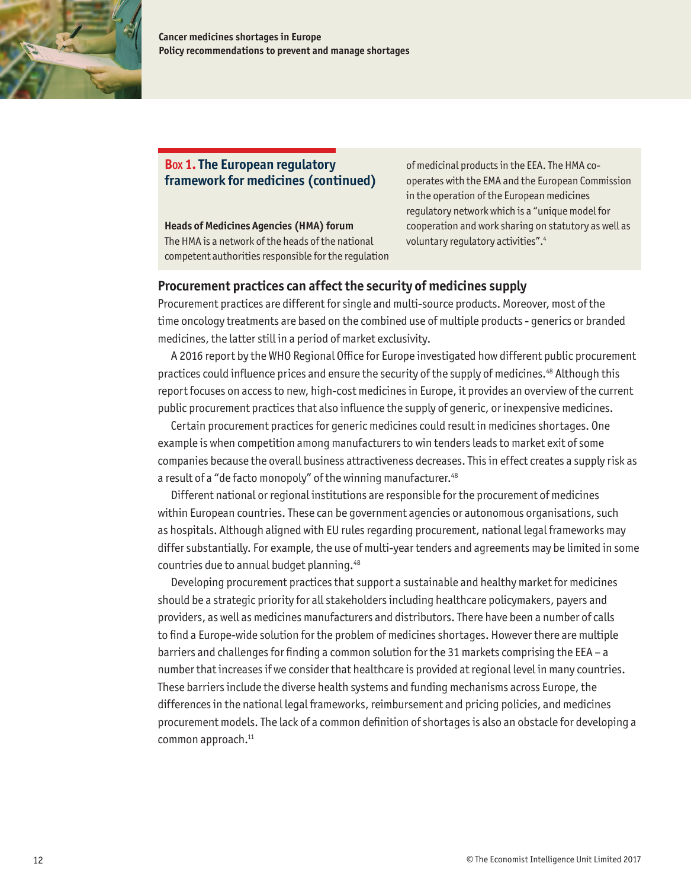### Box 1. The European regulatory framework for medicines (continued)

**Heads of Medicines Agencies (HMA) forum**

The HMA is a network of the heads of the national competent authorities responsible for the regulation of medicinal products in the EEA. The HMA co-operates with the EMA and the European Commission in the operation of the European medicines regulatory network which is a "unique model for cooperation and work sharing on statutory as well as voluntary regulatory activities".[4]

## Procurement practices can affect the security of medicines supply

Procurement practices are different for single and multi-source products. Moreover, most of the time oncology treatments are based on the combined use of multiple products - generics or branded medicines, the latter still in a period of market exclusivity.

A 2016 report by the WHO Regional Office for Europe investigated how different public procurement practices could influence prices and ensure the security of the supply of medicines.[48] Although this report focuses on access to new, high-cost medicines in Europe, it provides an overview of the current public procurement practices that also influence the supply of generic, or inexpensive medicines.

Certain procurement practices for generic medicines could result in medicines shortages. One example is when competition among manufacturers to win tenders leads to market exit of some companies because the overall business attractiveness decreases. This in effect creates a supply risk as a result of a "de facto monopoly" of the winning manufacturer.[48]

Different national or regional institutions are responsible for the procurement of medicines within European countries. These can be government agencies or autonomous organisations, such as hospitals. Although aligned with EU rules regarding procurement, national legal frameworks may differ substantially. For example, the use of multi-year tenders and agreements may be limited in some countries due to annual budget planning.[48]

Developing procurement practices that support a sustainable and healthy market for medicines should be a strategic priority for all stakeholders including healthcare policymakers, payers and providers, as well as medicines manufacturers and distributors. There have been a number of calls to find a Europe-wide solution for the problem of medicines shortages. However there are multiple barriers and challenges for finding a common solution for the 31 markets comprising the EEA – a number that increases if we consider that healthcare is provided at regional level in many countries. These barriers include the diverse health systems and funding mechanisms across Europe, the differences in the national legal frameworks, reimbursement and pricing policies, and medicines procurement models. The lack of a common definition of shortages is also an obstacle for developing a common approach.[11]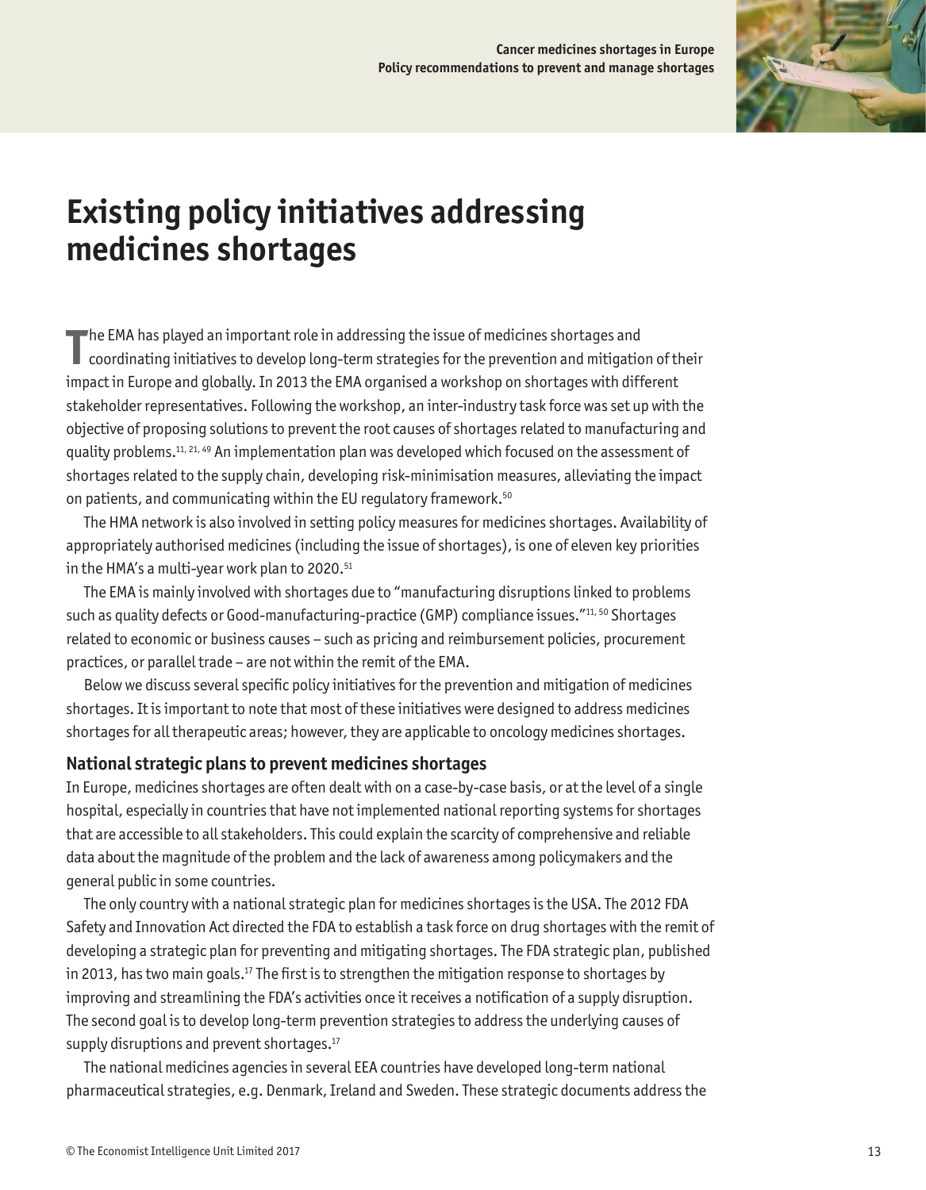# Existing policy initiatives addressing medicines shortages

The EMA has played an important role in addressing the issue of medicines shortages and coordinating initiatives to develop long-term strategies for the prevention and mitigation of their impact in Europe and globally. In 2013 the EMA organised a workshop on shortages with different stakeholder representatives. Following the workshop, an inter-industry task force was set up with the objective of proposing solutions to prevent the root causes of shortages related to manufacturing and quality problems.[11, 21, 49] An implementation plan was developed which focused on the assessment of shortages related to the supply chain, developing risk-minimisation measures, alleviating the impact on patients, and communicating within the EU regulatory framework.[50]

The HMA network is also involved in setting policy measures for medicines shortages. Availability of appropriately authorised medicines (including the issue of shortages), is one of eleven key priorities in the HMA's multi-year work plan to 2020.[51]

The EMA is mainly involved with shortages due to "manufacturing disruptions linked to problems such as quality defects or Good-manufacturing-practice (GMP) compliance issues."[11, 50] Shortages related to economic or business causes – such as pricing and reimbursement policies, procurement practices, or parallel trade – are not within the remit of the EMA.

Below we discuss several specific policy initiatives for the prevention and mitigation of medicines shortages. It is important to note that most of these initiatives were designed to address medicines shortages for all therapeutic areas; however, they are applicable to oncology medicines shortages.

### National strategic plans to prevent medicines shortages

In Europe, medicines shortages are often dealt with on a case-by-case basis, or at the level of a single hospital, especially in countries that have not implemented national reporting systems for shortages that are accessible to all stakeholders. This could explain the scarcity of comprehensive and reliable data about the magnitude of the problem and the lack of awareness among policymakers and the general public in some countries.

The only country with a national strategic plan for medicines shortages is the USA. The 2012 FDA Safety and Innovation Act directed the FDA to establish a task force on drug shortages with the remit of developing a strategic plan for preventing and mitigating shortages. The FDA strategic plan, published in 2013, has two main goals.[17] The first is to strengthen the mitigation response to shortages by improving and streamlining the FDA's activities once it receives a notification of a supply disruption. The second goal is to develop long-term prevention strategies to address the underlying causes of supply disruptions and prevent shortages.[17]

The national medicines agencies in several EEA countries have developed long-term national pharmaceutical strategies, e.g. Denmark, Ireland and Sweden. These strategic documents address the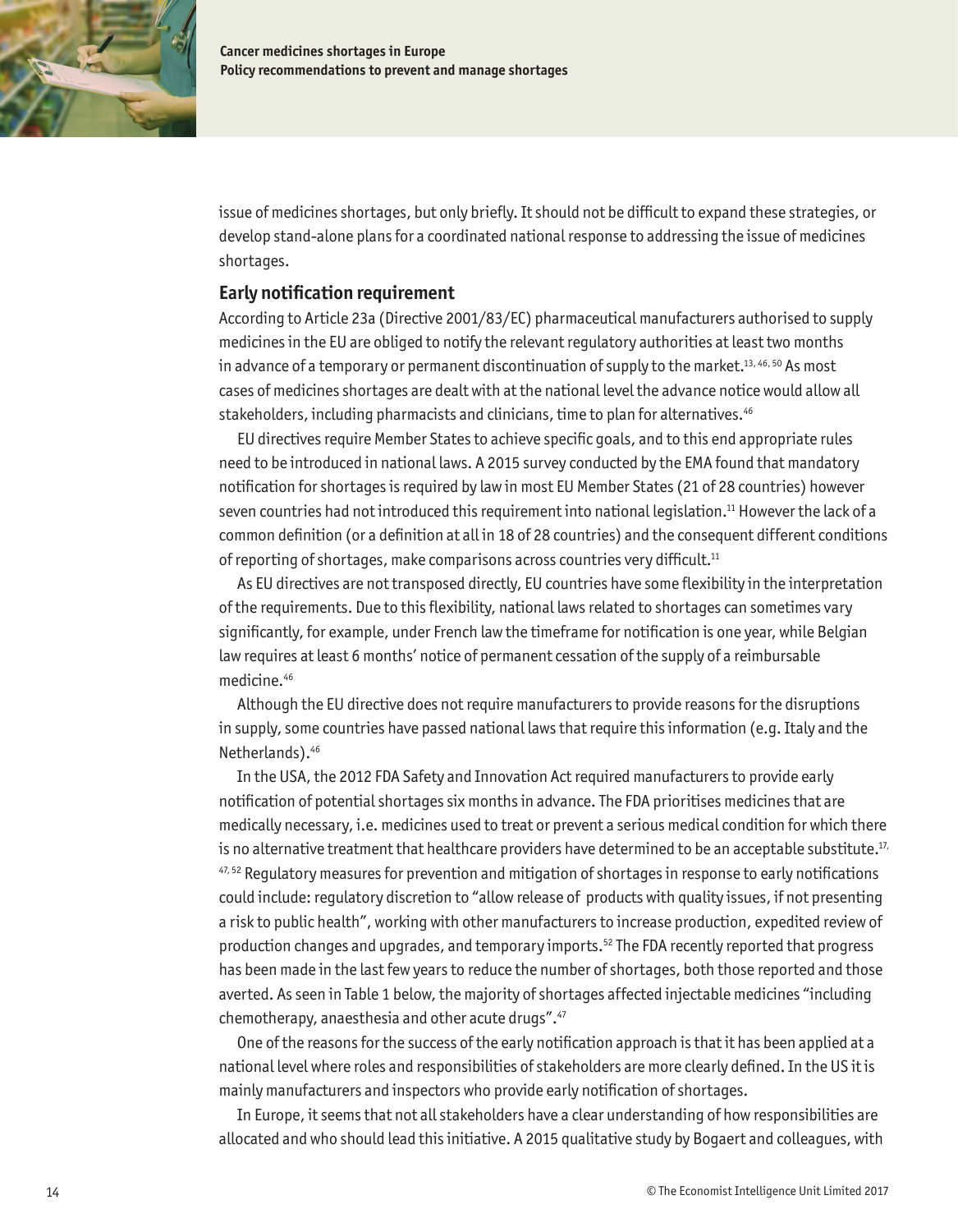issue of medicines shortages, but only briefly. It should not be difficult to expand these strategies, or develop stand-alone plans for a coordinated national response to addressing the issue of medicines shortages.

## Early notification requirement

According to Article 23a (Directive 2001/83/EC) pharmaceutical manufacturers authorised to supply medicines in the EU are obliged to notify the relevant regulatory authorities at least two months in advance of a temporary or permanent discontinuation of supply to the market.[13, 46, 50] As most cases of medicines shortages are dealt with at the national level the advance notice would allow all stakeholders, including pharmacists and clinicians, time to plan for alternatives.[46]

EU directives require Member States to achieve specific goals, and to this end appropriate rules need to be introduced in national laws. A 2015 survey conducted by the EMA found that mandatory notification for shortages is required by law in most EU Member States (21 of 28 countries) however seven countries had not introduced this requirement into national legislation.[11] However the lack of a common definition (or a definition at all in 18 of 28 countries) and the consequent different conditions of reporting of shortages, make comparisons across countries very difficult.[11]

As EU directives are not transposed directly, EU countries have some flexibility in the interpretation of the requirements. Due to this flexibility, national laws related to shortages can sometimes vary significantly, for example, under French law the timeframe for notification is one year, while Belgian law requires at least 6 months' notice of permanent cessation of the supply of a reimbursable medicine.[46]

Although the EU directive does not require manufacturers to provide reasons for the disruptions in supply, some countries have passed national laws that require this information (e.g. Italy and the Netherlands).[46]

In the USA, the 2012 FDA Safety and Innovation Act required manufacturers to provide early notification of potential shortages six months in advance. The FDA prioritises medicines that are medically necessary, i.e. medicines used to treat or prevent a serious medical condition for which there is no alternative treatment that healthcare providers have determined to be an acceptable substitute.[17, 47, 52] Regulatory measures for prevention and mitigation of shortages in response to early notifications could include: regulatory discretion to "allow release of products with quality issues, if not presenting a risk to public health", working with other manufacturers to increase production, expedited review of production changes and upgrades, and temporary imports.[52] The FDA recently reported that progress has been made in the last few years to reduce the number of shortages, both those reported and those averted. As seen in Table 1 below, the majority of shortages affected injectable medicines "including chemotherapy, anaesthesia and other acute drugs".[47]

One of the reasons for the success of the early notification approach is that it has been applied at a national level where roles and responsibilities of stakeholders are more clearly defined. In the US it is mainly manufacturers and inspectors who provide early notification of shortages.

In Europe, it seems that not all stakeholders have a clear understanding of how responsibilities are allocated and who should lead this initiative. A 2015 qualitative study by Bogaert and colleagues, with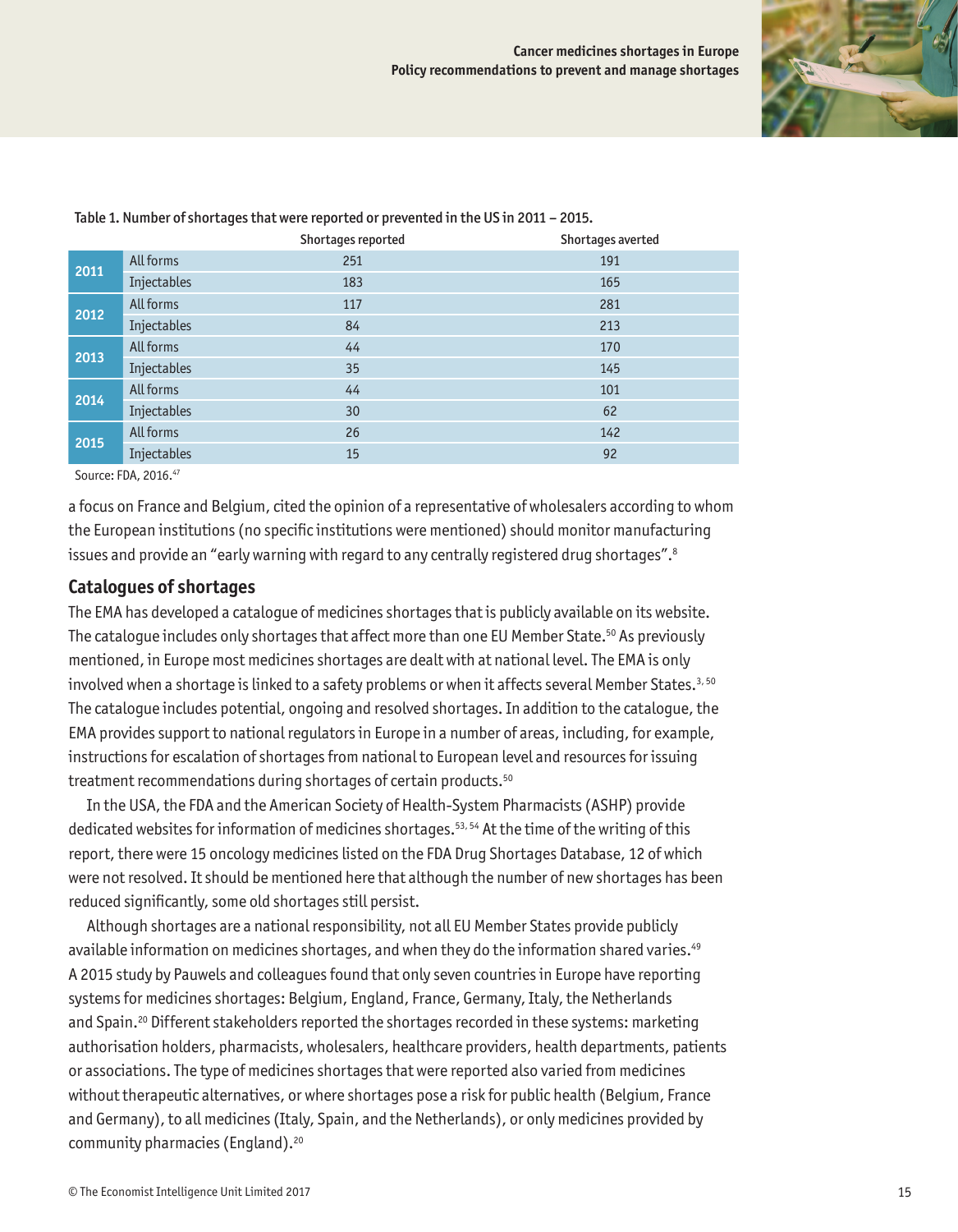Table 1. Number of shortages that were reported or prevented in the US in 2011 – 2015.

| | | Shortages reported | Shortages averted |
|---|---|---|---|
| 2011 | All forms | 251 | 191 |
| | Injectables | 183 | 165 |
| 2012 | All forms | 117 | 281 |
| | Injectables | 84 | 213 |
| 2013 | All forms | 44 | 170 |
| | Injectables | 35 | 145 |
| 2014 | All forms | 44 | 101 |
| | Injectables | 30 | 62 |
| 2015 | All forms | 26 | 142 |
| | Injectables | 15 | 92 |

Source: FDA, 2016.[47]

a focus on France and Belgium, cited the opinion of a representative of wholesalers according to whom the European institutions (no specific institutions were mentioned) should monitor manufacturing issues and provide an "early warning with regard to any centrally registered drug shortages".[8]

## Catalogues of shortages

The EMA has developed a catalogue of medicines shortages that is publicly available on its website. The catalogue includes only shortages that affect more than one EU Member State.[50] As previously mentioned, in Europe most medicines shortages are dealt with at national level. The EMA is only involved when a shortage is linked to a safety problems or when it affects several Member States.[3, 50] The catalogue includes potential, ongoing and resolved shortages. In addition to the catalogue, the EMA provides support to national regulators in Europe in a number of areas, including, for example, instructions for escalation of shortages from national to European level and resources for issuing treatment recommendations during shortages of certain products.[50]

In the USA, the FDA and the American Society of Health-System Pharmacists (ASHP) provide dedicated websites for information of medicines shortages.[53, 54] At the time of the writing of this report, there were 15 oncology medicines listed on the FDA Drug Shortages Database, 12 of which were not resolved. It should be mentioned here that although the number of new shortages has been reduced significantly, some old shortages still persist.

Although shortages are a national responsibility, not all EU Member States provide publicly available information on medicines shortages, and when they do the information shared varies.[49] A 2015 study by Pauwels and colleagues found that only seven countries in Europe have reporting systems for medicines shortages: Belgium, England, France, Germany, Italy, the Netherlands and Spain.[20] Different stakeholders reported the shortages recorded in these systems: marketing authorisation holders, pharmacists, wholesalers, healthcare providers, health departments, patients or associations. The type of medicines shortages that were reported also varied from medicines without therapeutic alternatives, or where shortages pose a risk for public health (Belgium, France and Germany), to all medicines (Italy, Spain, and the Netherlands), or only medicines provided by community pharmacies (England).[20]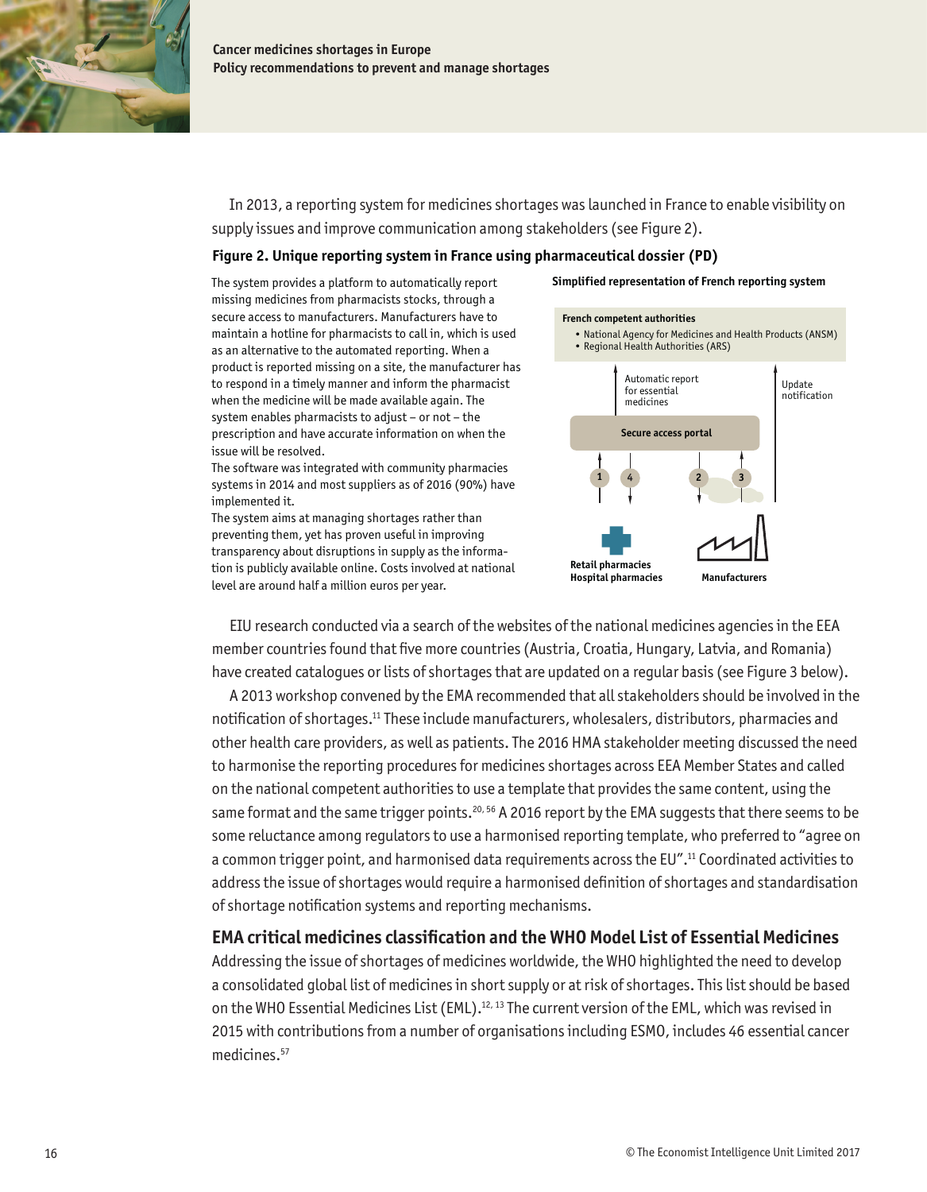In 2013, a reporting system for medicines shortages was launched in France to enable visibility on supply issues and improve communication among stakeholders (see Figure 2).

**Figure 2. Unique reporting system in France using pharmaceutical dossier (PD)**

The system provides a platform to automatically report missing medicines from pharmacists stocks, through a secure access to manufacturers. Manufacturers have to maintain a hotline for pharmacists to call in, which is used as an alternative to the automated reporting. When a product is reported missing on a site, the manufacturer has to respond in a timely manner and inform the pharmacist when the medicine will be made available again. The system enables pharmacists to adjust – or not – the prescription and have accurate information on when the issue will be resolved.
The software was integrated with community pharmacies systems in 2014 and most suppliers as of 2016 (90%) have implemented it.
The system aims at managing shortages rather than preventing them, yet has proven useful in improving transparency about disruptions in supply as the information is publicly available online. Costs involved at national level are around half a million euros per year.

**Simplified representation of French reporting system**

**French competent authorities**
- National Agency for Medicines and Health Products (ANSM)
- Regional Health Authorities (ARS)

Automatic report for essential medicines

Update notification

**Secure access portal**

1 4 2 3

**Retail pharmacies**
**Hospital pharmacies**

**Manufacturers**

EIU research conducted via a search of the websites of the national medicines agencies in the EEA member countries found that five more countries (Austria, Croatia, Hungary, Latvia, and Romania) have created catalogues or lists of shortages that are updated on a regular basis (see Figure 3 below).

A 2013 workshop convened by the EMA recommended that all stakeholders should be involved in the notification of shortages.[11] These include manufacturers, wholesalers, distributors, pharmacies and other health care providers, as well as patients. The 2016 HMA stakeholder meeting discussed the need to harmonise the reporting procedures for medicines shortages across EEA Member States and called on the national competent authorities to use a template that provides the same content, using the same format and the same trigger points.[20, 56] A 2016 report by the EMA suggests that there seems to be some reluctance among regulators to use a harmonised reporting template, who preferred to "agree on a common trigger point, and harmonised data requirements across the EU".[11] Coordinated activities to address the issue of shortages would require a harmonised definition of shortages and standardisation of shortage notification systems and reporting mechanisms.

## EMA critical medicines classification and the WHO Model List of Essential Medicines

Addressing the issue of shortages of medicines worldwide, the WHO highlighted the need to develop a consolidated global list of medicines in short supply or at risk of shortages. This list should be based on the WHO Essential Medicines List (EML).[12, 13] The current version of the EML, which was revised in 2015 with contributions from a number of organisations including ESMO, includes 46 essential cancer medicines.[57]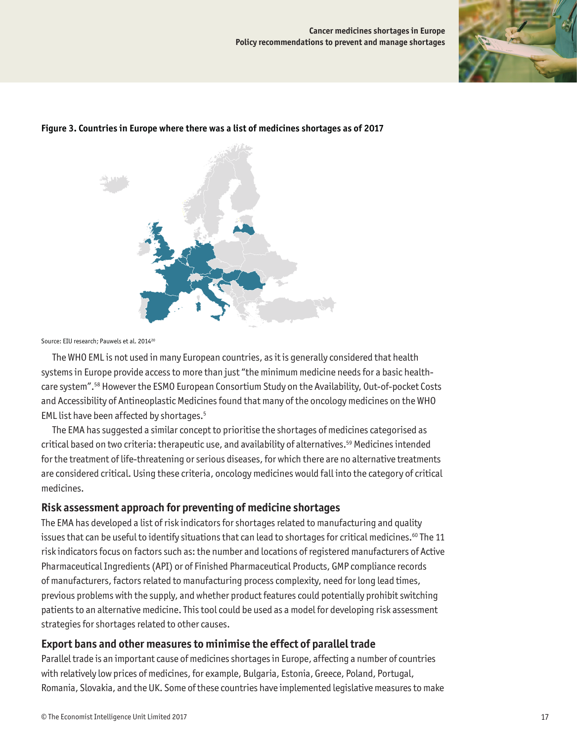**Figure 3. Countries in Europe where there was a list of medicines shortages as of 2017**

Source: EIU research; Pauwels et al. 2014[20]

The WHO EML is not used in many European countries, as it is generally considered that health systems in Europe provide access to more than just "the minimum medicine needs for a basic health-care system".[58] However the ESMO European Consortium Study on the Availability, Out-of-pocket Costs and Accessibility of Antineoplastic Medicines found that many of the oncology medicines on the WHO EML list have been affected by shortages.[5]

The EMA has suggested a similar concept to prioritise the shortages of medicines categorised as critical based on two criteria: therapeutic use, and availability of alternatives.[59] Medicines intended for the treatment of life-threatening or serious diseases, for which there are no alternative treatments are considered critical. Using these criteria, oncology medicines would fall into the category of critical medicines.

## Risk assessment approach for preventing of medicine shortages

The EMA has developed a list of risk indicators for shortages related to manufacturing and quality issues that can be useful to identify situations that can lead to shortages for critical medicines.[60] The 11 risk indicators focus on factors such as: the number and locations of registered manufacturers of Active Pharmaceutical Ingredients (API) or of Finished Pharmaceutical Products, GMP compliance records of manufacturers, factors related to manufacturing process complexity, need for long lead times, previous problems with the supply, and whether product features could potentially prohibit switching patients to an alternative medicine. This tool could be used as a model for developing risk assessment strategies for shortages related to other causes.

## Export bans and other measures to minimise the effect of parallel trade

Parallel trade is an important cause of medicines shortages in Europe, affecting a number of countries with relatively low prices of medicines, for example, Bulgaria, Estonia, Greece, Poland, Portugal, Romania, Slovakia, and the UK. Some of these countries have implemented legislative measures to make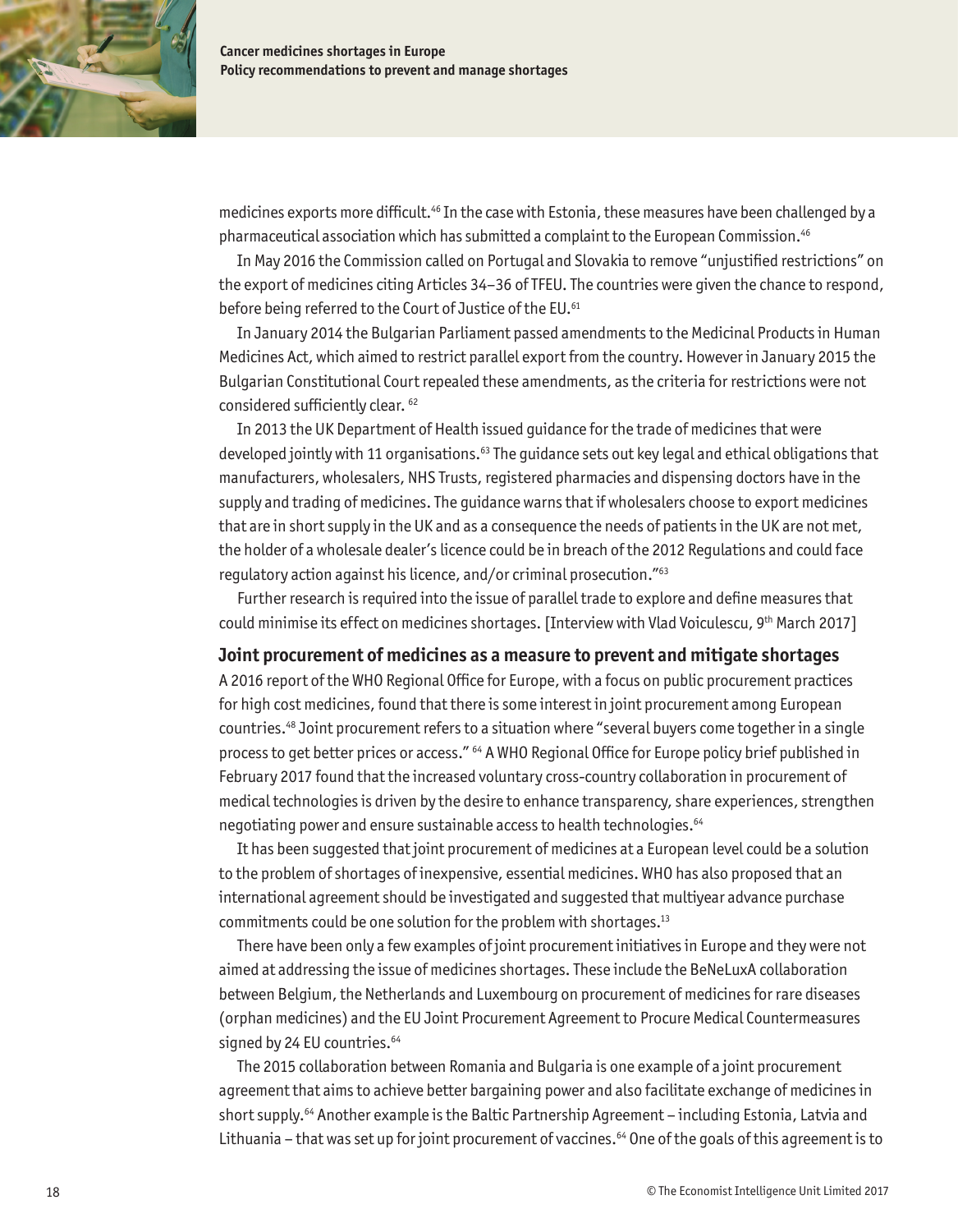medicines exports more difficult.[46] In the case with Estonia, these measures have been challenged by a pharmaceutical association which has submitted a complaint to the European Commission.[46]

In May 2016 the Commission called on Portugal and Slovakia to remove "unjustified restrictions" on the export of medicines citing Articles 34–36 of TFEU. The countries were given the chance to respond, before being referred to the Court of Justice of the EU.[61]

In January 2014 the Bulgarian Parliament passed amendments to the Medicinal Products in Human Medicines Act, which aimed to restrict parallel export from the country. However in January 2015 the Bulgarian Constitutional Court repealed these amendments, as the criteria for restrictions were not considered sufficiently clear. [62]

In 2013 the UK Department of Health issued guidance for the trade of medicines that were developed jointly with 11 organisations.[63] The guidance sets out key legal and ethical obligations that manufacturers, wholesalers, NHS Trusts, registered pharmacies and dispensing doctors have in the supply and trading of medicines. The guidance warns that if wholesalers choose to export medicines that are in short supply in the UK and as a consequence the needs of patients in the UK are not met, the holder of a wholesale dealer's licence could be in breach of the 2012 Regulations and could face regulatory action against his licence, and/or criminal prosecution."[63]

Further research is required into the issue of parallel trade to explore and define measures that could minimise its effect on medicines shortages. [Interview with Vlad Voiculescu, 9th March 2017]

### Joint procurement of medicines as a measure to prevent and mitigate shortages

A 2016 report of the WHO Regional Office for Europe, with a focus on public procurement practices for high cost medicines, found that there is some interest in joint procurement among European countries.[48] Joint procurement refers to a situation where "several buyers come together in a single process to get better prices or access." [64] A WHO Regional Office for Europe policy brief published in February 2017 found that the increased voluntary cross-country collaboration in procurement of medical technologies is driven by the desire to enhance transparency, share experiences, strengthen negotiating power and ensure sustainable access to health technologies.[64]

It has been suggested that joint procurement of medicines at a European level could be a solution to the problem of shortages of inexpensive, essential medicines. WHO has also proposed that an international agreement should be investigated and suggested that multiyear advance purchase commitments could be one solution for the problem with shortages.[13]

There have been only a few examples of joint procurement initiatives in Europe and they were not aimed at addressing the issue of medicines shortages. These include the BeNeLuxA collaboration between Belgium, the Netherlands and Luxembourg on procurement of medicines for rare diseases (orphan medicines) and the EU Joint Procurement Agreement to Procure Medical Countermeasures signed by 24 EU countries.[64]

The 2015 collaboration between Romania and Bulgaria is one example of a joint procurement agreement that aims to achieve better bargaining power and also facilitate exchange of medicines in short supply.[64] Another example is the Baltic Partnership Agreement – including Estonia, Latvia and Lithuania – that was set up for joint procurement of vaccines.[64] One of the goals of this agreement is to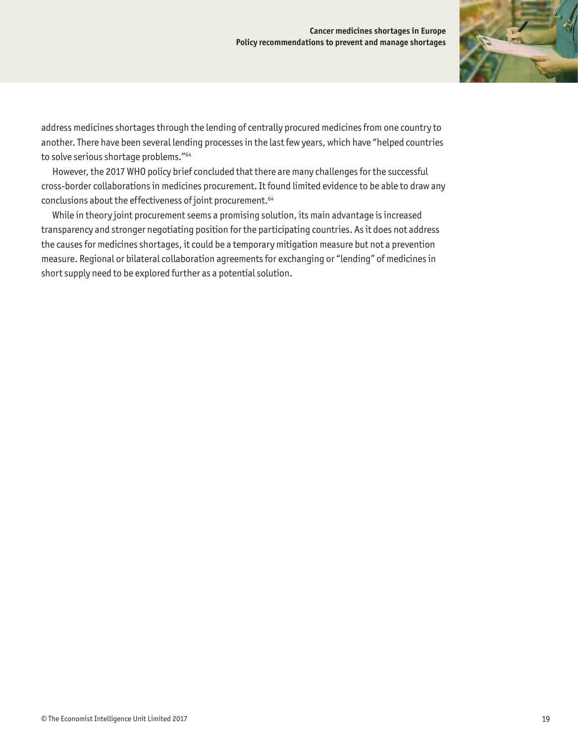address medicines shortages through the lending of centrally procured medicines from one country to another. There have been several lending processes in the last few years, which have "helped countries to solve serious shortage problems."[64]

However, the 2017 WHO policy brief concluded that there are many challenges for the successful cross-border collaborations in medicines procurement. It found limited evidence to be able to draw any conclusions about the effectiveness of joint procurement.[64]

While in theory joint procurement seems a promising solution, its main advantage is increased transparency and stronger negotiating position for the participating countries. As it does not address the causes for medicines shortages, it could be a temporary mitigation measure but not a prevention measure. Regional or bilateral collaboration agreements for exchanging or "lending" of medicines in short supply need to be explored further as a potential solution.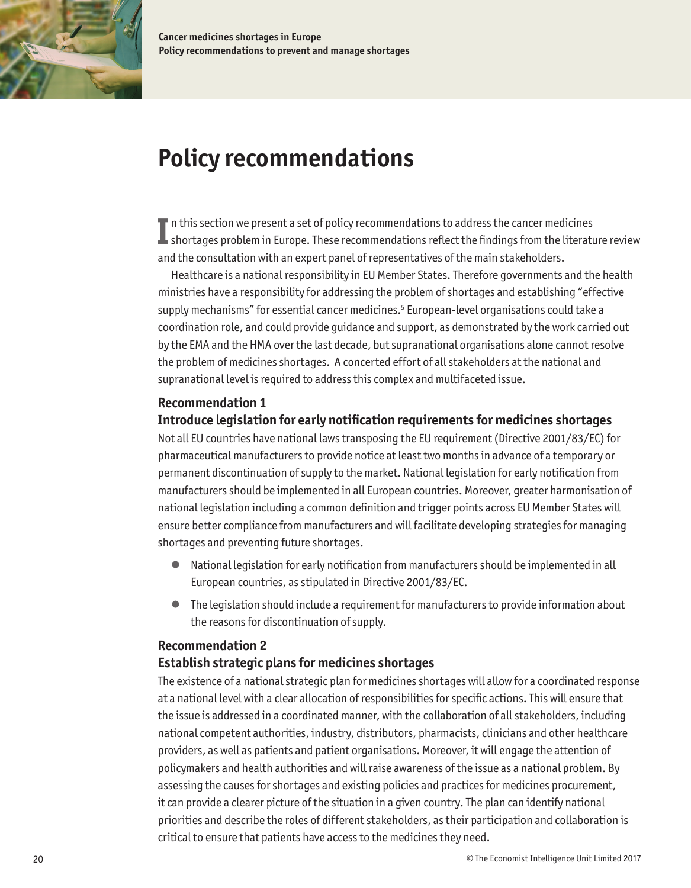# Policy recommendations

In this section we present a set of policy recommendations to address the cancer medicines shortages problem in Europe. These recommendations reflect the findings from the literature review and the consultation with an expert panel of representatives of the main stakeholders.

Healthcare is a national responsibility in EU Member States. Therefore governments and the health ministries have a responsibility for addressing the problem of shortages and establishing "effective supply mechanisms" for essential cancer medicines.[5] European-level organisations could take a coordination role, and could provide guidance and support, as demonstrated by the work carried out by the EMA and the HMA over the last decade, but supranational organisations alone cannot resolve the problem of medicines shortages. A concerted effort of all stakeholders at the national and supranational level is required to address this complex and multifaceted issue.

### Recommendation 1
### Introduce legislation for early notification requirements for medicines shortages

Not all EU countries have national laws transposing the EU requirement (Directive 2001/83/EC) for pharmaceutical manufacturers to provide notice at least two months in advance of a temporary or permanent discontinuation of supply to the market. National legislation for early notification from manufacturers should be implemented in all European countries. Moreover, greater harmonisation of national legislation including a common definition and trigger points across EU Member States will ensure better compliance from manufacturers and will facilitate developing strategies for managing shortages and preventing future shortages.

- National legislation for early notification from manufacturers should be implemented in all European countries, as stipulated in Directive 2001/83/EC.
- The legislation should include a requirement for manufacturers to provide information about the reasons for discontinuation of supply.

### Recommendation 2
### Establish strategic plans for medicines shortages

The existence of a national strategic plan for medicines shortages will allow for a coordinated response at a national level with a clear allocation of responsibilities for specific actions. This will ensure that the issue is addressed in a coordinated manner, with the collaboration of all stakeholders, including national competent authorities, industry, distributors, pharmacists, clinicians and other healthcare providers, as well as patients and patient organisations. Moreover, it will engage the attention of policymakers and health authorities and will raise awareness of the issue as a national problem. By assessing the causes for shortages and existing policies and practices for medicines procurement, it can provide a clearer picture of the situation in a given country. The plan can identify national priorities and describe the roles of different stakeholders, as their participation and collaboration is critical to ensure that patients have access to the medicines they need.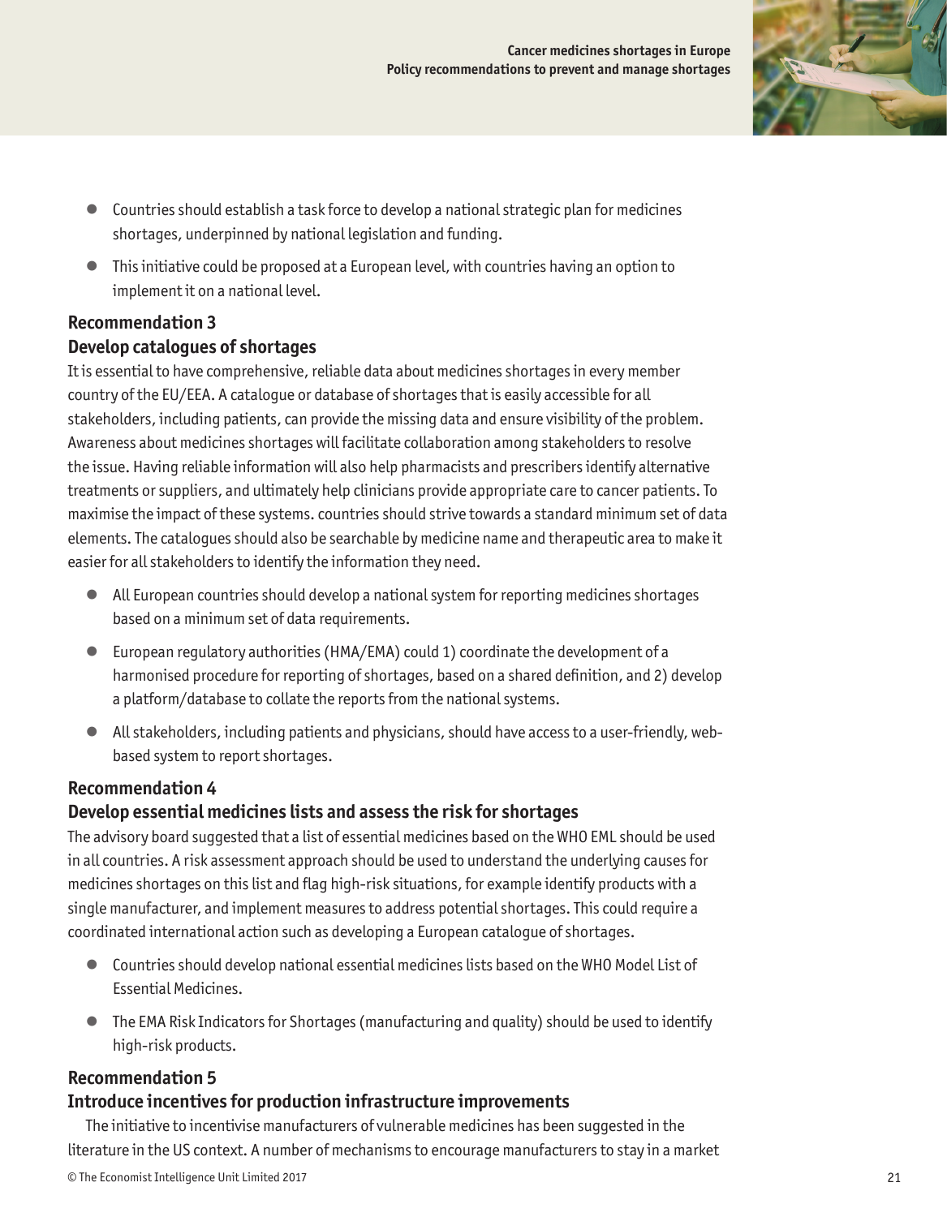- Countries should establish a task force to develop a national strategic plan for medicines shortages, underpinned by national legislation and funding.
- This initiative could be proposed at a European level, with countries having an option to implement it on a national level.

### Recommendation 3
### Develop catalogues of shortages

It is essential to have comprehensive, reliable data about medicines shortages in every member country of the EU/EEA. A catalogue or database of shortages that is easily accessible for all stakeholders, including patients, can provide the missing data and ensure visibility of the problem. Awareness about medicines shortages will facilitate collaboration among stakeholders to resolve the issue. Having reliable information will also help pharmacists and prescribers identify alternative treatments or suppliers, and ultimately help clinicians provide appropriate care to cancer patients. To maximise the impact of these systems. countries should strive towards a standard minimum set of data elements. The catalogues should also be searchable by medicine name and therapeutic area to make it easier for all stakeholders to identify the information they need.

- All European countries should develop a national system for reporting medicines shortages based on a minimum set of data requirements.
- European regulatory authorities (HMA/EMA) could 1) coordinate the development of a harmonised procedure for reporting of shortages, based on a shared definition, and 2) develop a platform/database to collate the reports from the national systems.
- All stakeholders, including patients and physicians, should have access to a user-friendly, web-based system to report shortages.

### Recommendation 4
### Develop essential medicines lists and assess the risk for shortages

The advisory board suggested that a list of essential medicines based on the WHO EML should be used in all countries. A risk assessment approach should be used to understand the underlying causes for medicines shortages on this list and flag high-risk situations, for example identify products with a single manufacturer, and implement measures to address potential shortages. This could require a coordinated international action such as developing a European catalogue of shortages.

- Countries should develop national essential medicines lists based on the WHO Model List of Essential Medicines.
- The EMA Risk Indicators for Shortages (manufacturing and quality) should be used to identify high-risk products.

### Recommendation 5
### Introduce incentives for production infrastructure improvements

The initiative to incentivise manufacturers of vulnerable medicines has been suggested in the literature in the US context. A number of mechanisms to encourage manufacturers to stay in a market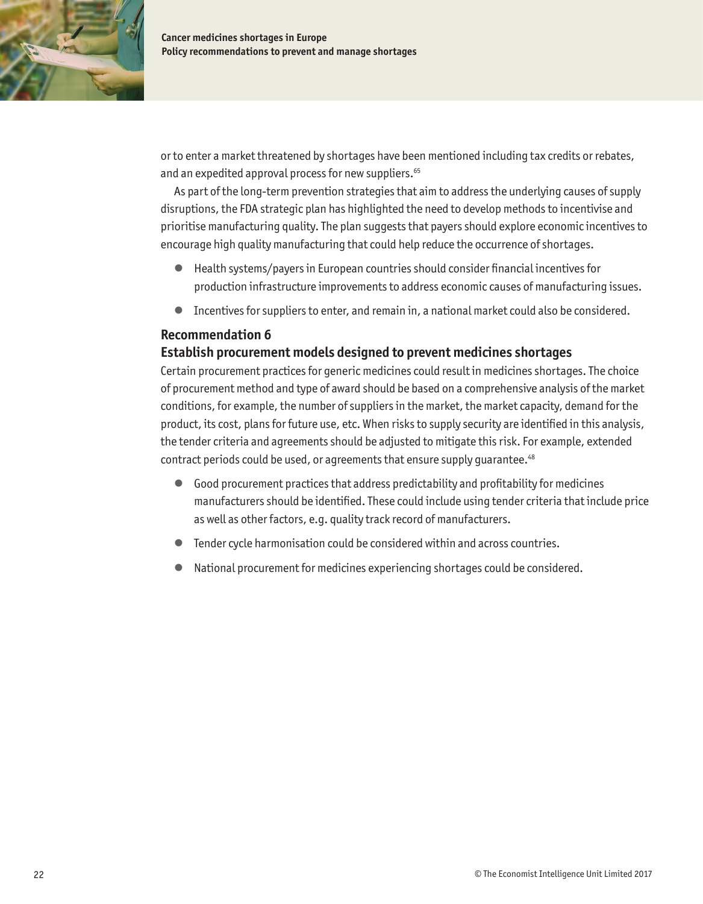or to enter a market threatened by shortages have been mentioned including tax credits or rebates, and an expedited approval process for new suppliers.[65]

As part of the long-term prevention strategies that aim to address the underlying causes of supply disruptions, the FDA strategic plan has highlighted the need to develop methods to incentivise and prioritise manufacturing quality. The plan suggests that payers should explore economic incentives to encourage high quality manufacturing that could help reduce the occurrence of shortages.

- Health systems/payers in European countries should consider financial incentives for production infrastructure improvements to address economic causes of manufacturing issues.
- Incentives for suppliers to enter, and remain in, a national market could also be considered.

### Recommendation 6
### Establish procurement models designed to prevent medicines shortages

Certain procurement practices for generic medicines could result in medicines shortages. The choice of procurement method and type of award should be based on a comprehensive analysis of the market conditions, for example, the number of suppliers in the market, the market capacity, demand for the product, its cost, plans for future use, etc. When risks to supply security are identified in this analysis, the tender criteria and agreements should be adjusted to mitigate this risk. For example, extended contract periods could be used, or agreements that ensure supply guarantee.[48]

- Good procurement practices that address predictability and profitability for medicines manufacturers should be identified. These could include using tender criteria that include price as well as other factors, e.g. quality track record of manufacturers.
- Tender cycle harmonisation could be considered within and across countries.
- National procurement for medicines experiencing shortages could be considered.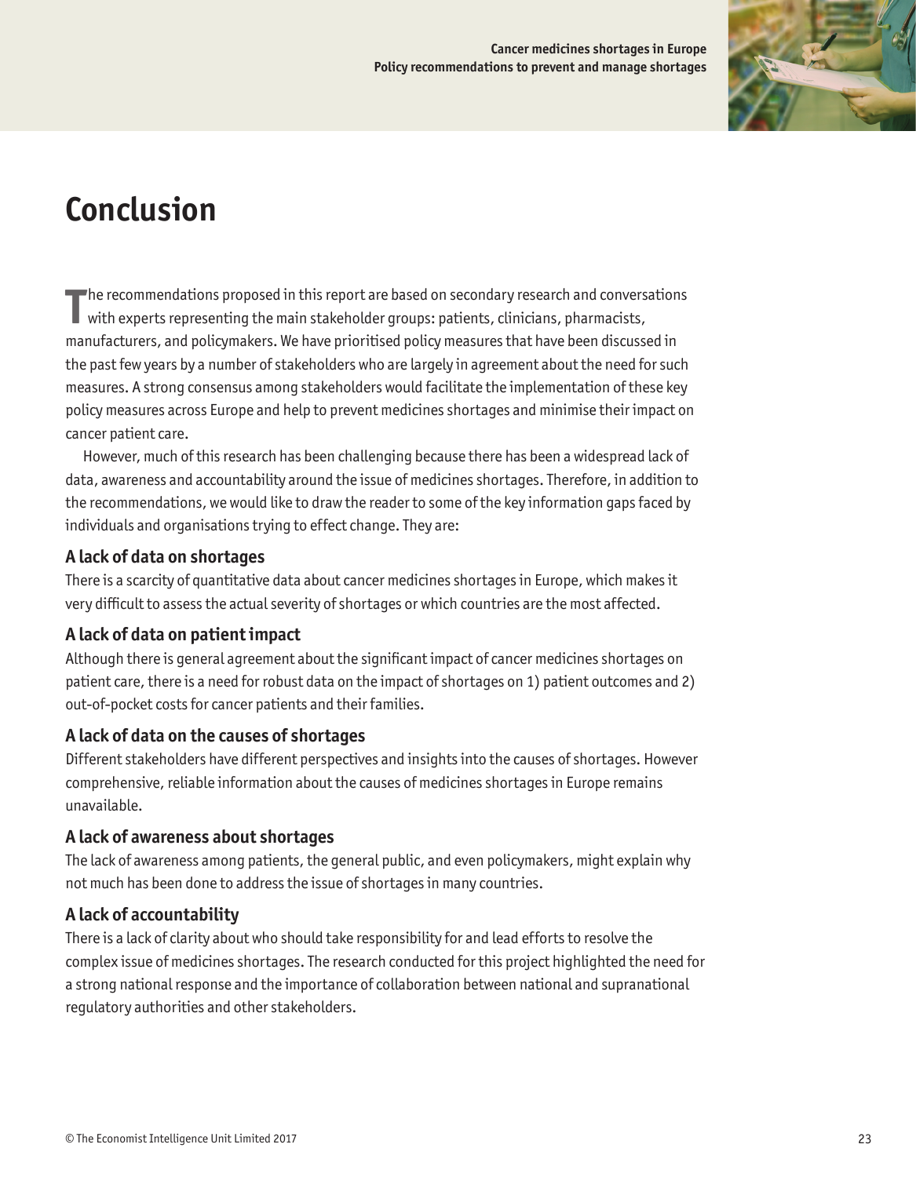# Conclusion

The recommendations proposed in this report are based on secondary research and conversations with experts representing the main stakeholder groups: patients, clinicians, pharmacists, manufacturers, and policymakers. We have prioritised policy measures that have been discussed in the past few years by a number of stakeholders who are largely in agreement about the need for such measures. A strong consensus among stakeholders would facilitate the implementation of these key policy measures across Europe and help to prevent medicines shortages and minimise their impact on cancer patient care.

However, much of this research has been challenging because there has been a widespread lack of data, awareness and accountability around the issue of medicines shortages. Therefore, in addition to the recommendations, we would like to draw the reader to some of the key information gaps faced by individuals and organisations trying to effect change. They are:

### A lack of data on shortages

There is a scarcity of quantitative data about cancer medicines shortages in Europe, which makes it very difficult to assess the actual severity of shortages or which countries are the most affected.

### A lack of data on patient impact

Although there is general agreement about the significant impact of cancer medicines shortages on patient care, there is a need for robust data on the impact of shortages on 1) patient outcomes and 2) out-of-pocket costs for cancer patients and their families.

### A lack of data on the causes of shortages

Different stakeholders have different perspectives and insights into the causes of shortages. However comprehensive, reliable information about the causes of medicines shortages in Europe remains unavailable.

### A lack of awareness about shortages

The lack of awareness among patients, the general public, and even policymakers, might explain why not much has been done to address the issue of shortages in many countries.

### A lack of accountability

There is a lack of clarity about who should take responsibility for and lead efforts to resolve the complex issue of medicines shortages. The research conducted for this project highlighted the need for a strong national response and the importance of collaboration between national and supranational regulatory authorities and other stakeholders.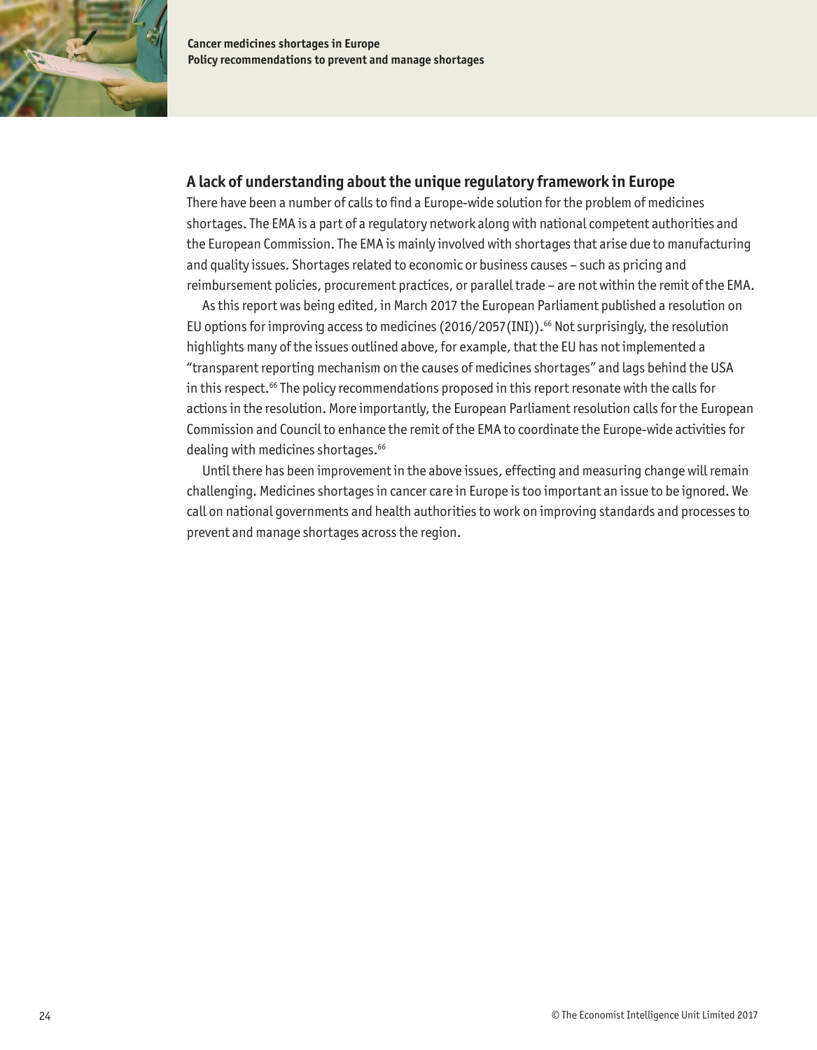### A lack of understanding about the unique regulatory framework in Europe

There have been a number of calls to find a Europe-wide solution for the problem of medicines shortages. The EMA is a part of a regulatory network along with national competent authorities and the European Commission. The EMA is mainly involved with shortages that arise due to manufacturing and quality issues. Shortages related to economic or business causes – such as pricing and reimbursement policies, procurement practices, or parallel trade – are not within the remit of the EMA.

As this report was being edited, in March 2017 the European Parliament published a resolution on EU options for improving access to medicines (2016/2057(INI)).[66] Not surprisingly, the resolution highlights many of the issues outlined above, for example, that the EU has not implemented a "transparent reporting mechanism on the causes of medicines shortages" and lags behind the USA in this respect.[66] The policy recommendations proposed in this report resonate with the calls for actions in the resolution. More importantly, the European Parliament resolution calls for the European Commission and Council to enhance the remit of the EMA to coordinate the Europe-wide activities for dealing with medicines shortages.[66]

Until there has been improvement in the above issues, effecting and measuring change will remain challenging. Medicines shortages in cancer care in Europe is too important an issue to be ignored. We call on national governments and health authorities to work on improving standards and processes to prevent and manage shortages across the region.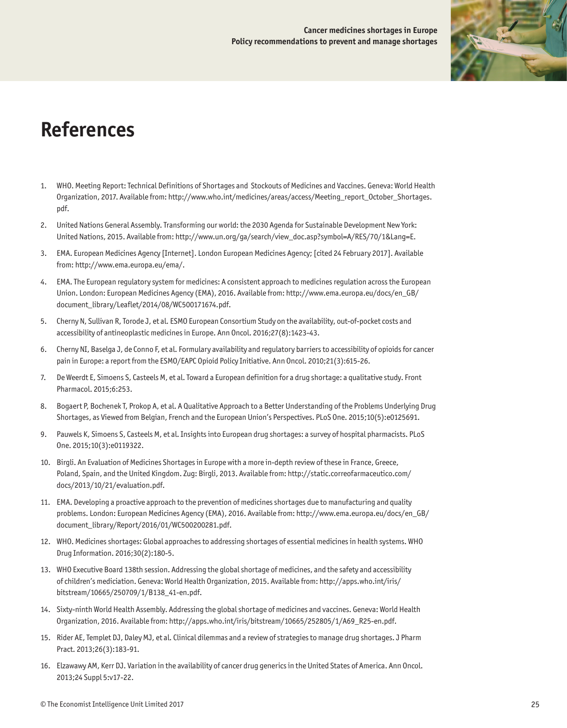# References

1. WHO. Meeting Report: Technical Definitions of Shortages and Stockouts of Medicines and Vaccines. Geneva: World Health Organization, 2017. Available from: http://www.who.int/medicines/areas/access/Meeting_report_October_Shortages.pdf.
2. United Nations General Assembly. Transforming our world: the 2030 Agenda for Sustainable Development New York: United Nations, 2015. Available from: http://www.un.org/ga/search/view_doc.asp?symbol=A/RES/70/1&Lang=E.
3. EMA. European Medicines Agency [Internet]. London European Medicines Agency; [cited 24 February 2017]. Available from: http://www.ema.europa.eu/ema/.
4. EMA. The European regulatory system for medicines: A consistent approach to medicines regulation across the European Union. London: European Medicines Agency (EMA), 2016. Available from: http://www.ema.europa.eu/docs/en_GB/document_library/Leaflet/2014/08/WC500171674.pdf.
5. Cherny N, Sullivan R, Torode J, et al. ESMO European Consortium Study on the availability, out-of-pocket costs and accessibility of antineoplastic medicines in Europe. Ann Oncol. 2016;27(8):1423-43.
6. Cherny NI, Baselga J, de Conno F, et al. Formulary availability and regulatory barriers to accessibility of opioids for cancer pain in Europe: a report from the ESMO/EAPC Opioid Policy Initiative. Ann Oncol. 2010;21(3):615-26.
7. De Weerdt E, Simoens S, Casteels M, et al. Toward a European definition for a drug shortage: a qualitative study. Front Pharmacol. 2015;6:253.
8. Bogaert P, Bochenek T, Prokop A, et al. A Qualitative Approach to a Better Understanding of the Problems Underlying Drug Shortages, as Viewed from Belgian, French and the European Union's Perspectives. PLoS One. 2015;10(5):e0125691.
9. Pauwels K, Simoens S, Casteels M, et al. Insights into European drug shortages: a survey of hospital pharmacists. PLoS One. 2015;10(3):e0119322.
10. Birgli. An Evaluation of Medicines Shortages in Europe with a more in-depth review of these in France, Greece, Poland, Spain, and the United Kingdom. Zug: Birgli, 2013. Available from: http://static.correofarmaceutico.com/docs/2013/10/21/evaluation.pdf.
11. EMA. Developing a proactive approach to the prevention of medicines shortages due to manufacturing and quality problems. London: European Medicines Agency (EMA), 2016. Available from: http://www.ema.europa.eu/docs/en_GB/document_library/Report/2016/01/WC500200281.pdf.
12. WHO. Medicines shortages: Global approaches to addressing shortages of essential medicines in health systems. WHO Drug Information. 2016;30(2):180-5.
13. WHO Executive Board 138th session. Addressing the global shortage of medicines, and the safety and accessibility of children's mediciation. Geneva: World Health Organization, 2015. Available from: http://apps.who.int/iris/bitstream/10665/250709/1/B138_41-en.pdf.
14. Sixty-ninth World Health Assembly. Addressing the global shortage of medicines and vaccines. Geneva: World Health Organization, 2016. Available from: http://apps.who.int/iris/bitstream/10665/252805/1/A69_R25-en.pdf.
15. Rider AE, Templet DJ, Daley MJ, et al. Clinical dilemmas and a review of strategies to manage drug shortages. J Pharm Pract. 2013;26(3):183-91.
16. Elzawawy AM, Kerr DJ. Variation in the availability of cancer drug generics in the United States of America. Ann Oncol. 2013;24 Suppl 5:v17-22.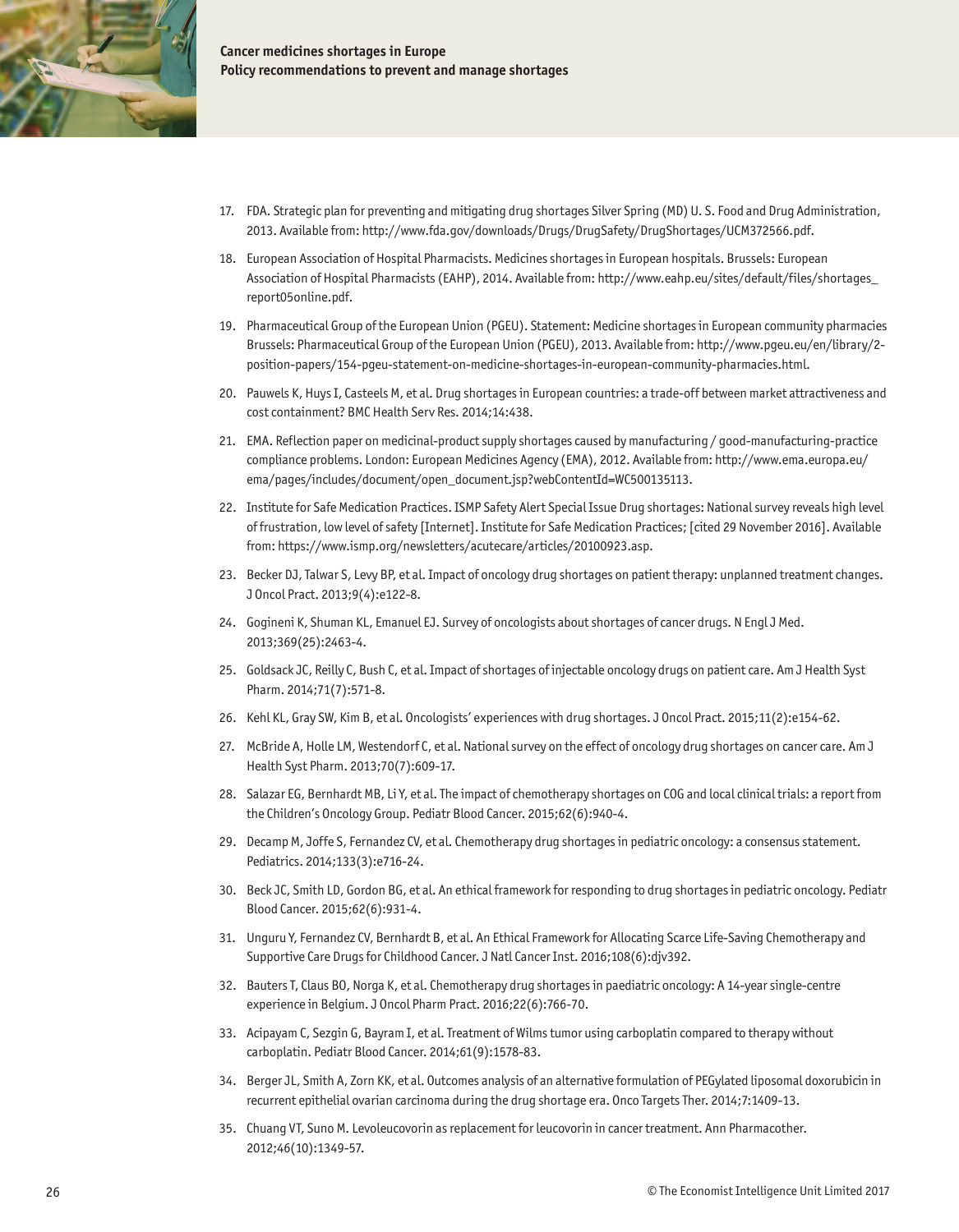17. FDA. Strategic plan for preventing and mitigating drug shortages Silver Spring (MD) U. S. Food and Drug Administration, 2013. Available from: http://www.fda.gov/downloads/Drugs/DrugSafety/DrugShortages/UCM372566.pdf.
18. European Association of Hospital Pharmacists. Medicines shortages in European hospitals. Brussels: European Association of Hospital Pharmacists (EAHP), 2014. Available from: http://www.eahp.eu/sites/default/files/shortages_report05online.pdf.
19. Pharmaceutical Group of the European Union (PGEU). Statement: Medicine shortages in European community pharmacies Brussels: Pharmaceutical Group of the European Union (PGEU), 2013. Available from: http://www.pgeu.eu/en/library/2-position-papers/154-pgeu-statement-on-medicine-shortages-in-european-community-pharmacies.html.
20. Pauwels K, Huys I, Casteels M, et al. Drug shortages in European countries: a trade-off between market attractiveness and cost containment? BMC Health Serv Res. 2014;14:438.
21. EMA. Reflection paper on medicinal-product supply shortages caused by manufacturing / good-manufacturing-practice compliance problems. London: European Medicines Agency (EMA), 2012. Available from: http://www.ema.europa.eu/ema/pages/includes/document/open_document.jsp?webContentId=WC500135113.
22. Institute for Safe Medication Practices. ISMP Safety Alert Special Issue Drug shortages: National survey reveals high level of frustration, low level of safety [Internet]. Institute for Safe Medication Practices; [cited 29 November 2016]. Available from: https://www.ismp.org/newsletters/acutecare/articles/20100923.asp.
23. Becker DJ, Talwar S, Levy BP, et al. Impact of oncology drug shortages on patient therapy: unplanned treatment changes. J Oncol Pract. 2013;9(4):e122-8.
24. Gogineni K, Shuman KL, Emanuel EJ. Survey of oncologists about shortages of cancer drugs. N Engl J Med. 2013;369(25):2463-4.
25. Goldsack JC, Reilly C, Bush C, et al. Impact of shortages of injectable oncology drugs on patient care. Am J Health Syst Pharm. 2014;71(7):571-8.
26. Kehl KL, Gray SW, Kim B, et al. Oncologists' experiences with drug shortages. J Oncol Pract. 2015;11(2):e154-62.
27. McBride A, Holle LM, Westendorf C, et al. National survey on the effect of oncology drug shortages on cancer care. Am J Health Syst Pharm. 2013;70(7):609-17.
28. Salazar EG, Bernhardt MB, Li Y, et al. The impact of chemotherapy shortages on COG and local clinical trials: a report from the Children's Oncology Group. Pediatr Blood Cancer. 2015;62(6):940-4.
29. Decamp M, Joffe S, Fernandez CV, et al. Chemotherapy drug shortages in pediatric oncology: a consensus statement. Pediatrics. 2014;133(3):e716-24.
30. Beck JC, Smith LD, Gordon BG, et al. An ethical framework for responding to drug shortages in pediatric oncology. Pediatr Blood Cancer. 2015;62(6):931-4.
31. Unguru Y, Fernandez CV, Bernhardt B, et al. An Ethical Framework for Allocating Scarce Life-Saving Chemotherapy and Supportive Care Drugs for Childhood Cancer. J Natl Cancer Inst. 2016;108(6):djv392.
32. Bauters T, Claus BO, Norga K, et al. Chemotherapy drug shortages in paediatric oncology: A 14-year single-centre experience in Belgium. J Oncol Pharm Pract. 2016;22(6):766-70.
33. Acipayam C, Sezgin G, Bayram I, et al. Treatment of Wilms tumor using carboplatin compared to therapy without carboplatin. Pediatr Blood Cancer. 2014;61(9):1578-83.
34. Berger JL, Smith A, Zorn KK, et al. Outcomes analysis of an alternative formulation of PEGylated liposomal doxorubicin in recurrent epithelial ovarian carcinoma during the drug shortage era. Onco Targets Ther. 2014;7:1409-13.
35. Chuang VT, Suno M. Levoleucovorin as replacement for leucovorin in cancer treatment. Ann Pharmacother. 2012;46(10):1349-57.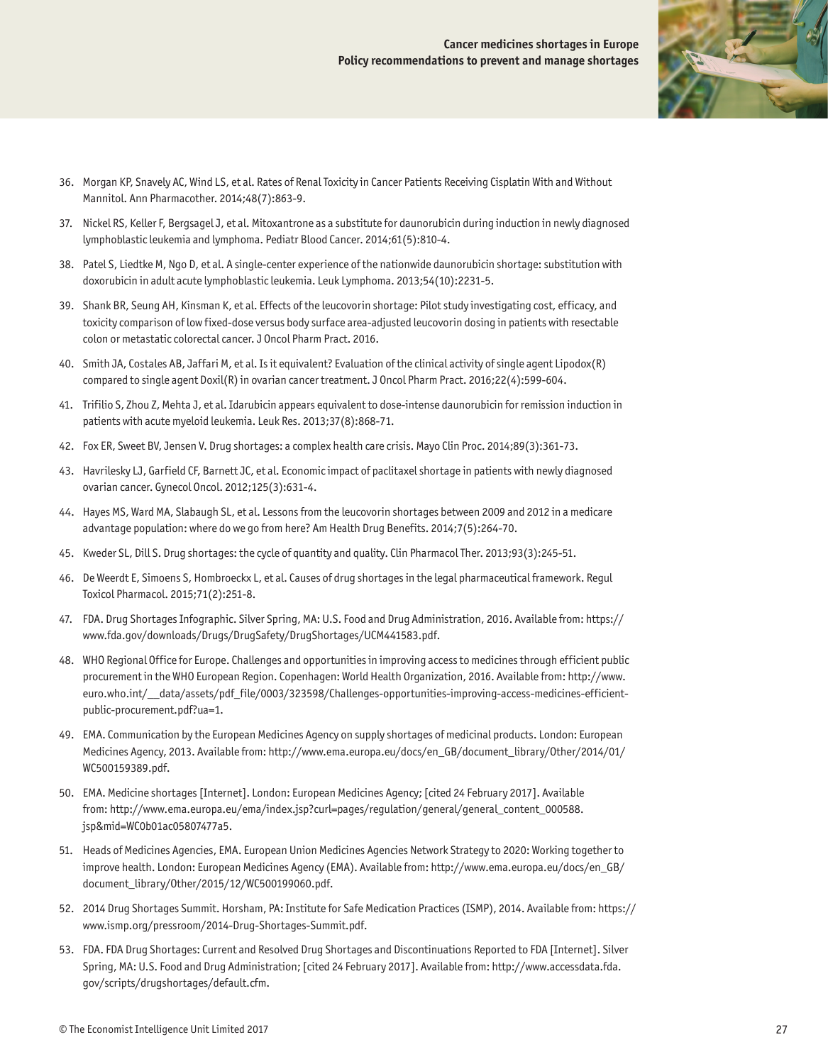36. Morgan KP, Snavely AC, Wind LS, et al. Rates of Renal Toxicity in Cancer Patients Receiving Cisplatin With and Without Mannitol. Ann Pharmacother. 2014;48(7):863-9.

37. Nickel RS, Keller F, Bergsagel J, et al. Mitoxantrone as a substitute for daunorubicin during induction in newly diagnosed lymphoblastic leukemia and lymphoma. Pediatr Blood Cancer. 2014;61(5):810-4.

38. Patel S, Liedtke M, Ngo D, et al. A single-center experience of the nationwide daunorubicin shortage: substitution with doxorubicin in adult acute lymphoblastic leukemia. Leuk Lymphoma. 2013;54(10):2231-5.

39. Shank BR, Seung AH, Kinsman K, et al. Effects of the leucovorin shortage: Pilot study investigating cost, efficacy, and toxicity comparison of low fixed-dose versus body surface area-adjusted leucovorin dosing in patients with resectable colon or metastatic colorectal cancer. J Oncol Pharm Pract. 2016.

40. Smith JA, Costales AB, Jaffari M, et al. Is it equivalent? Evaluation of the clinical activity of single agent Lipodox(R) compared to single agent Doxil(R) in ovarian cancer treatment. J Oncol Pharm Pract. 2016;22(4):599-604.

41. Trifilio S, Zhou Z, Mehta J, et al. Idarubicin appears equivalent to dose-intense daunorubicin for remission induction in patients with acute myeloid leukemia. Leuk Res. 2013;37(8):868-71.

42. Fox ER, Sweet BV, Jensen V. Drug shortages: a complex health care crisis. Mayo Clin Proc. 2014;89(3):361-73.

43. Havrilesky LJ, Garfield CF, Barnett JC, et al. Economic impact of paclitaxel shortage in patients with newly diagnosed ovarian cancer. Gynecol Oncol. 2012;125(3):631-4.

44. Hayes MS, Ward MA, Slabaugh SL, et al. Lessons from the leucovorin shortages between 2009 and 2012 in a medicare advantage population: where do we go from here? Am Health Drug Benefits. 2014;7(5):264-70.

45. Kweder SL, Dill S. Drug shortages: the cycle of quantity and quality. Clin Pharmacol Ther. 2013;93(3):245-51.

46. De Weerdt E, Simoens S, Hombroeckx L, et al. Causes of drug shortages in the legal pharmaceutical framework. Regul Toxicol Pharmacol. 2015;71(2):251-8.

47. FDA. Drug Shortages Infographic. Silver Spring, MA: U.S. Food and Drug Administration, 2016. Available from: https://www.fda.gov/downloads/Drugs/DrugSafety/DrugShortages/UCM441583.pdf.

48. WHO Regional Office for Europe. Challenges and opportunities in improving access to medicines through efficient public procurement in the WHO European Region. Copenhagen: World Health Organization, 2016. Available from: http://www.euro.who.int/__data/assets/pdf_file/0003/323598/Challenges-opportunities-improving-access-medicines-efficient-public-procurement.pdf?ua=1.

49. EMA. Communication by the European Medicines Agency on supply shortages of medicinal products. London: European Medicines Agency, 2013. Available from: http://www.ema.europa.eu/docs/en_GB/document_library/Other/2014/01/WC500159389.pdf.

50. EMA. Medicine shortages [Internet]. London: European Medicines Agency; [cited 24 February 2017]. Available from: http://www.ema.europa.eu/ema/index.jsp?curl=pages/regulation/general/general_content_000588.jsp&mid=WC0b01ac05807477a5.

51. Heads of Medicines Agencies, EMA. European Union Medicines Agencies Network Strategy to 2020: Working together to improve health. London: European Medicines Agency (EMA). Available from: http://www.ema.europa.eu/docs/en_GB/document_library/Other/2015/12/WC500199060.pdf.

52. 2014 Drug Shortages Summit. Horsham, PA: Institute for Safe Medication Practices (ISMP), 2014. Available from: https://www.ismp.org/pressroom/2014-Drug-Shortages-Summit.pdf.

53. FDA. FDA Drug Shortages: Current and Resolved Drug Shortages and Discontinuations Reported to FDA [Internet]. Silver Spring, MA: U.S. Food and Drug Administration; [cited 24 February 2017]. Available from: http://www.accessdata.fda.gov/scripts/drugshortages/default.cfm.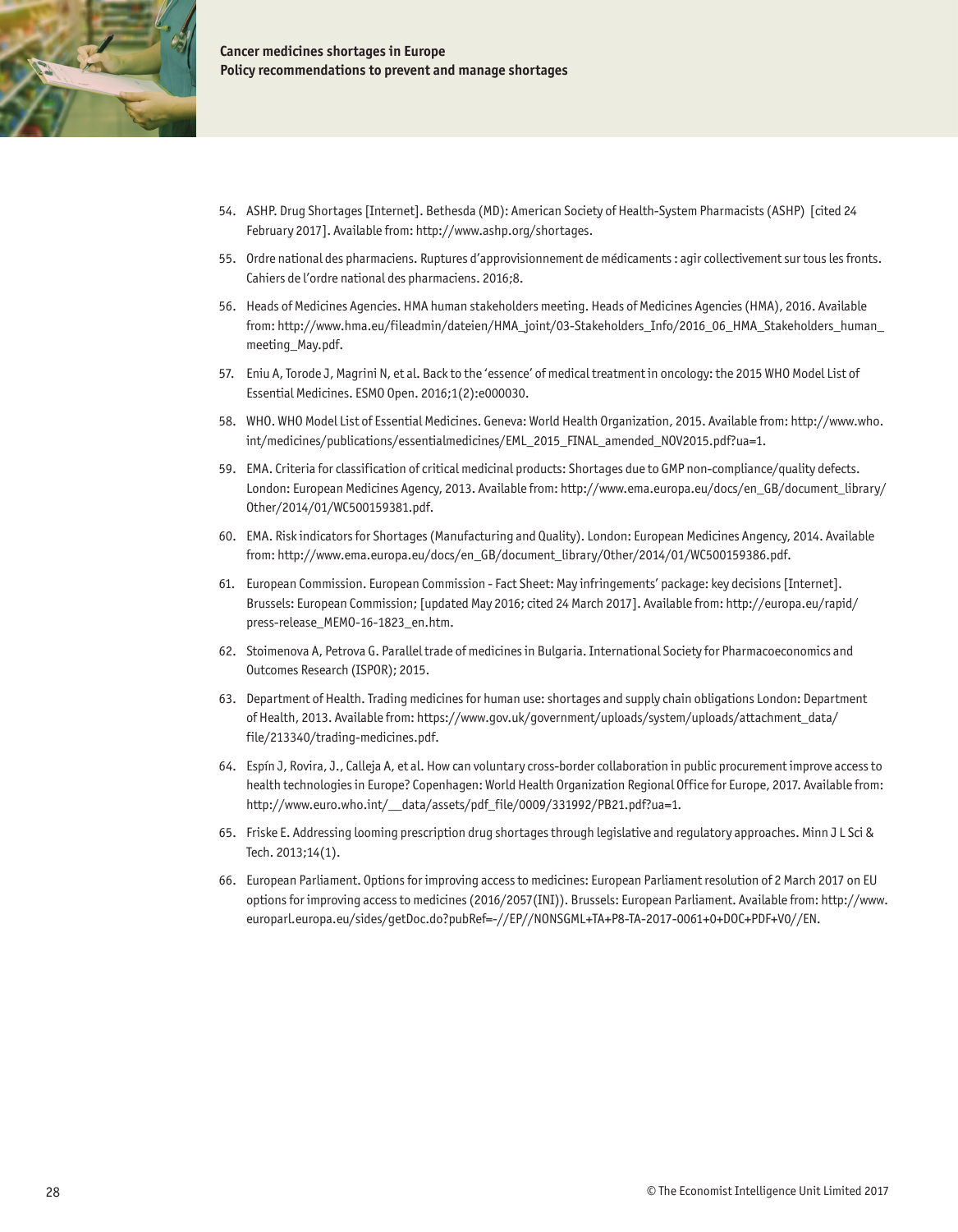54. ASHP. Drug Shortages [Internet]. Bethesda (MD): American Society of Health-System Pharmacists (ASHP) [cited 24 February 2017]. Available from: http://www.ashp.org/shortages.

55. Ordre national des pharmaciens. Ruptures d'approvisionnement de médicaments : agir collectivement sur tous les fronts. Cahiers de l'ordre national des pharmaciens. 2016;8.

56. Heads of Medicines Agencies. HMA human stakeholders meeting. Heads of Medicines Agencies (HMA), 2016. Available from: http://www.hma.eu/fileadmin/dateien/HMA_joint/03-Stakeholders_Info/2016_06_HMA_Stakeholders_human_meeting_May.pdf.

57. Eniu A, Torode J, Magrini N, et al. Back to the 'essence' of medical treatment in oncology: the 2015 WHO Model List of Essential Medicines. ESMO Open. 2016;1(2):e000030.

58. WHO. WHO Model List of Essential Medicines. Geneva: World Health Organization, 2015. Available from: http://www.who.int/medicines/publications/essentialmedicines/EML_2015_FINAL_amended_NOV2015.pdf?ua=1.

59. EMA. Criteria for classification of critical medicinal products: Shortages due to GMP non-compliance/quality defects. London: European Medicines Agency, 2013. Available from: http://www.ema.europa.eu/docs/en_GB/document_library/Other/2014/01/WC500159381.pdf.

60. EMA. Risk indicators for Shortages (Manufacturing and Quality). London: European Medicines Angency, 2014. Available from: http://www.ema.europa.eu/docs/en_GB/document_library/Other/2014/01/WC500159386.pdf.

61. European Commission. European Commission - Fact Sheet: May infringements' package: key decisions [Internet]. Brussels: European Commission; [updated May 2016; cited 24 March 2017]. Available from: http://europa.eu/rapid/press-release_MEMO-16-1823_en.htm.

62. Stoimenova A, Petrova G. Parallel trade of medicines in Bulgaria. International Society for Pharmacoeconomics and Outcomes Research (ISPOR); 2015.

63. Department of Health. Trading medicines for human use: shortages and supply chain obligations London: Department of Health, 2013. Available from: https://www.gov.uk/government/uploads/system/uploads/attachment_data/file/213340/trading-medicines.pdf.

64. Espín J, Rovira, J., Calleja A, et al. How can voluntary cross-border collaboration in public procurement improve access to health technologies in Europe? Copenhagen: World Health Organization Regional Office for Europe, 2017. Available from: http://www.euro.who.int/__data/assets/pdf_file/0009/331992/PB21.pdf?ua=1.

65. Friske E. Addressing looming prescription drug shortages through legislative and regulatory approaches. Minn J L Sci & Tech. 2013;14(1).

66. European Parliament. Options for improving access to medicines: European Parliament resolution of 2 March 2017 on EU options for improving access to medicines (2016/2057(INI)). Brussels: European Parliament. Available from: http://www.europarl.europa.eu/sides/getDoc.do?pubRef=-//EP//NONSGML+TA+P8-TA-2017-0061+0+DOC+PDF+V0//EN.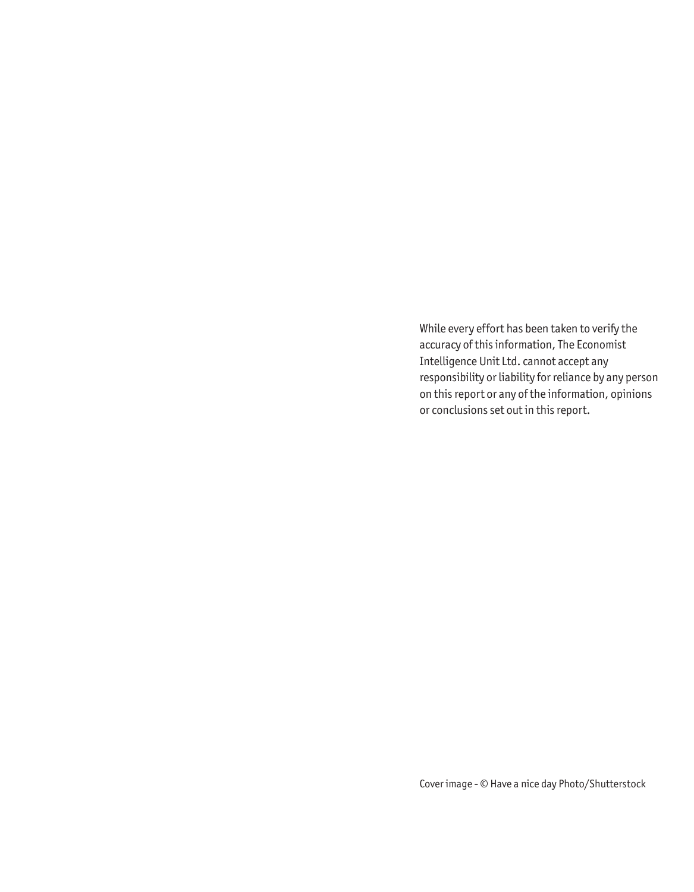While every effort has been taken to verify the accuracy of this information, The Economist Intelligence Unit Ltd. cannot accept any responsibility or liability for reliance by any person on this report or any of the information, opinions or conclusions set out in this report.

Cover image - © Have a nice day Photo/Shutterstock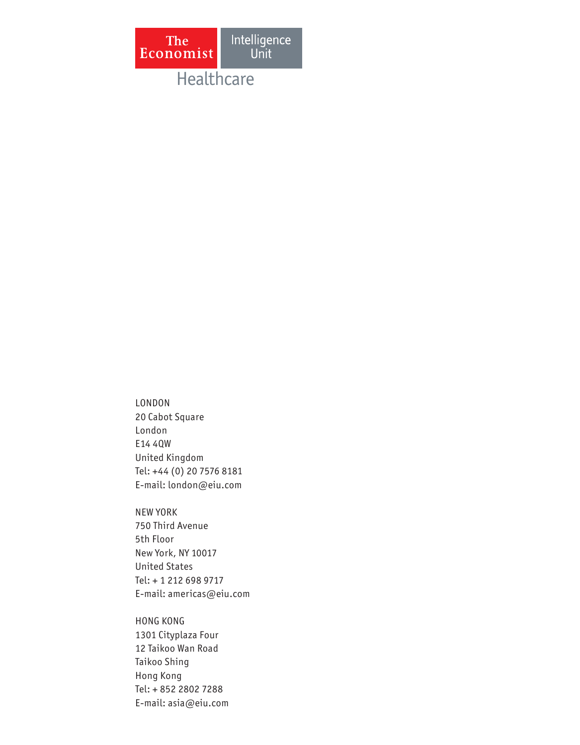The Economist Intelligence Unit

Healthcare

LONDON
20 Cabot Square
London
E14 4QW
United Kingdom
Tel: +44 (0) 20 7576 8181
E-mail: london@eiu.com

NEW YORK
750 Third Avenue
5th Floor
New York, NY 10017
United States
Tel: + 1 212 698 9717
E-mail: americas@eiu.com

HONG KONG
1301 Cityplaza Four
12 Taikoo Wan Road
Taikoo Shing
Hong Kong
Tel: + 852 2802 7288
E-mail: asia@eiu.com